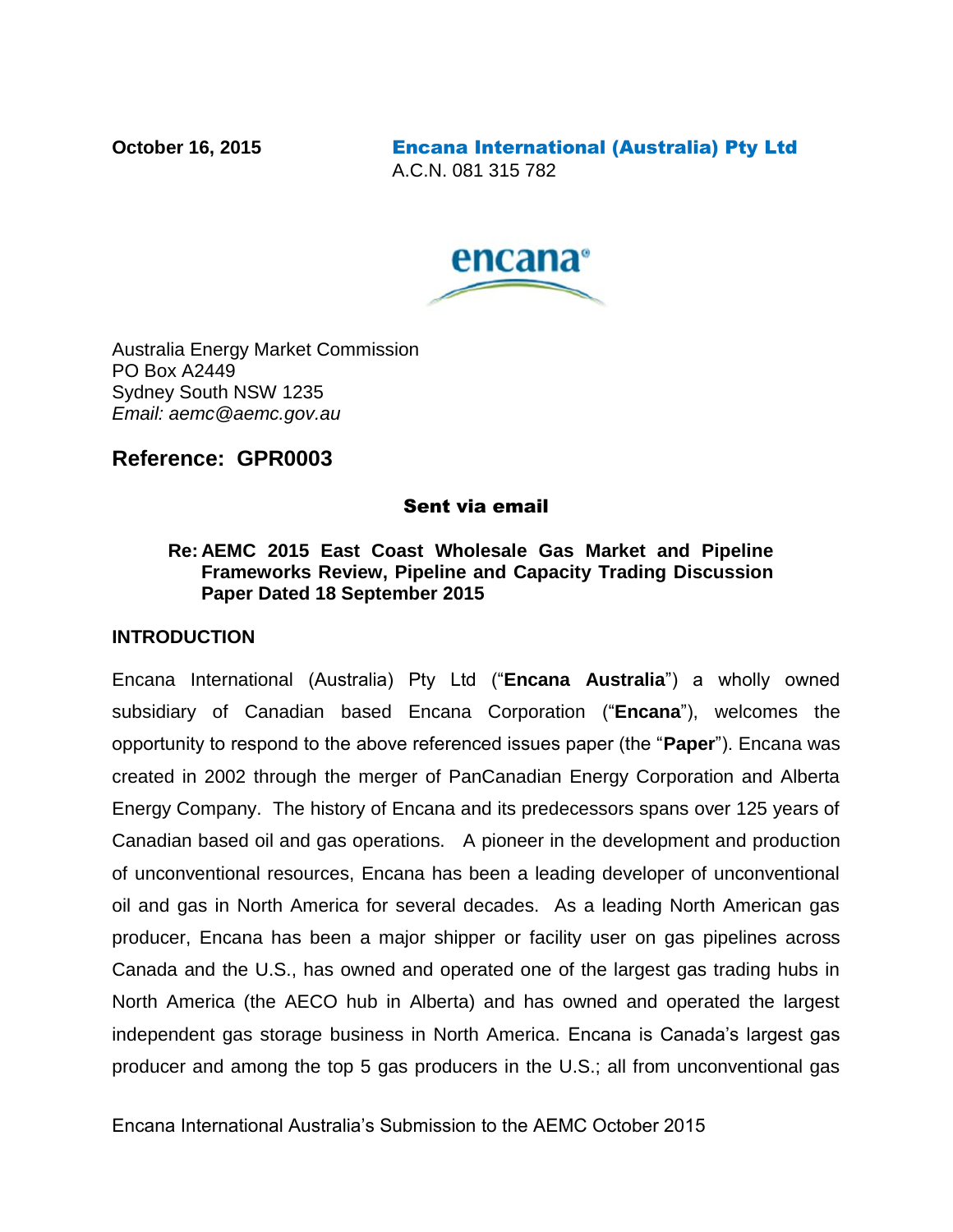**October 16, 2015** **Encana International (Australia) Pty Ltd**
A.C.N. 081 315 782

Australia Energy Market Commission
PO Box A2449
Sydney South NSW 1235
*Email: aemc@aemc.gov.au*

## Reference: GPR0003

**Sent via email**

**Re: AEMC 2015 East Coast Wholesale Gas Market and Pipeline Frameworks Review, Pipeline and Capacity Trading Discussion Paper Dated 18 September 2015**

### INTRODUCTION

Encana International (Australia) Pty Ltd ("**Encana Australia**") a wholly owned subsidiary of Canadian based Encana Corporation ("**Encana**"), welcomes the opportunity to respond to the above referenced issues paper (the "**Paper**"). Encana was created in 2002 through the merger of PanCanadian Energy Corporation and Alberta Energy Company. The history of Encana and its predecessors spans over 125 years of Canadian based oil and gas operations. A pioneer in the development and production of unconventional resources, Encana has been a leading developer of unconventional oil and gas in North America for several decades. As a leading North American gas producer, Encana has been a major shipper or facility user on gas pipelines across Canada and the U.S., has owned and operated one of the largest gas trading hubs in North America (the AECO hub in Alberta) and has owned and operated the largest independent gas storage business in North America. Encana is Canada's largest gas producer and among the top 5 gas producers in the U.S.; all from unconventional gas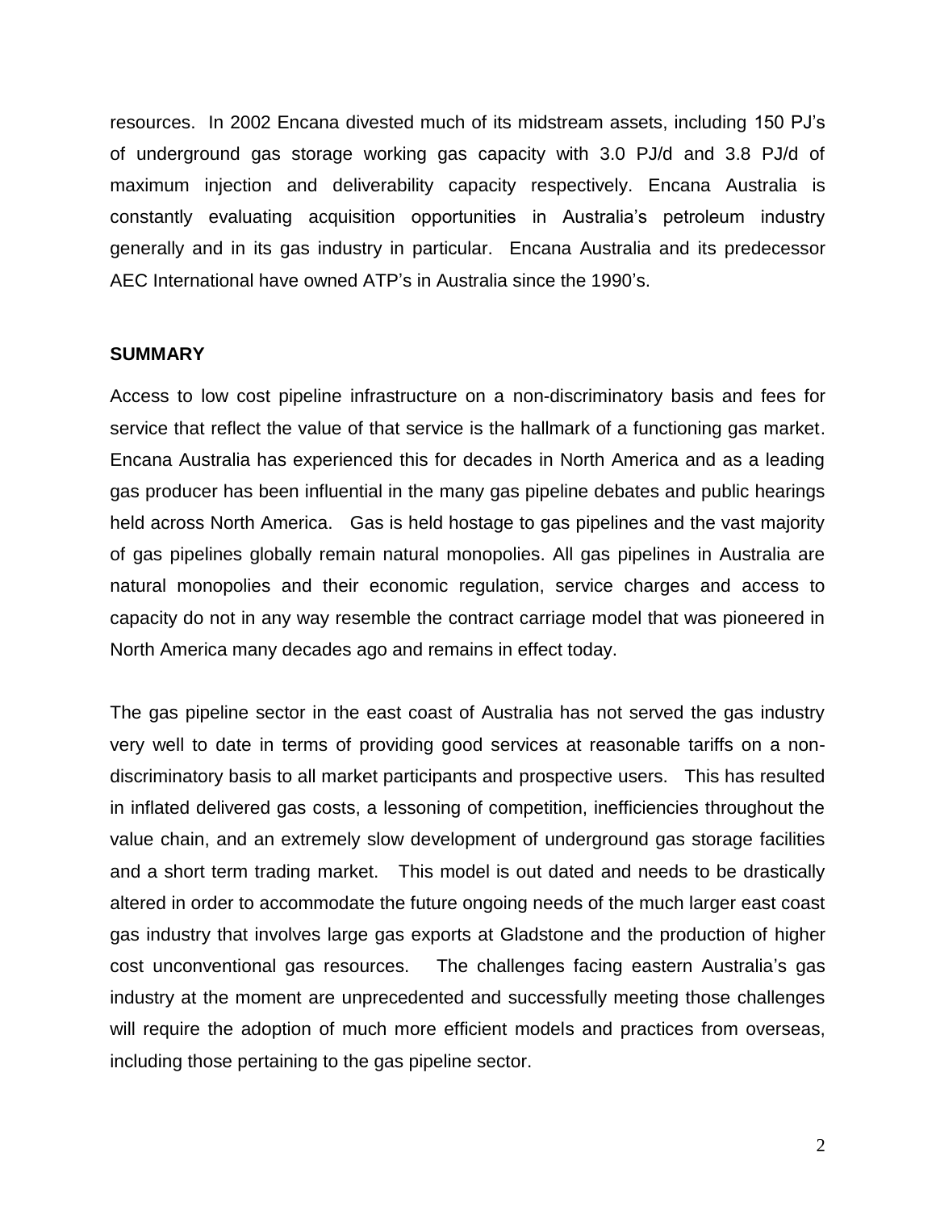resources. In 2002 Encana divested much of its midstream assets, including 150 PJ's of underground gas storage working gas capacity with 3.0 PJ/d and 3.8 PJ/d of maximum injection and deliverability capacity respectively. Encana Australia is constantly evaluating acquisition opportunities in Australia's petroleum industry generally and in its gas industry in particular. Encana Australia and its predecessor AEC International have owned ATP's in Australia since the 1990's.

**SUMMARY**

Access to low cost pipeline infrastructure on a non-discriminatory basis and fees for service that reflect the value of that service is the hallmark of a functioning gas market. Encana Australia has experienced this for decades in North America and as a leading gas producer has been influential in the many gas pipeline debates and public hearings held across North America. Gas is held hostage to gas pipelines and the vast majority of gas pipelines globally remain natural monopolies. All gas pipelines in Australia are natural monopolies and their economic regulation, service charges and access to capacity do not in any way resemble the contract carriage model that was pioneered in North America many decades ago and remains in effect today.

The gas pipeline sector in the east coast of Australia has not served the gas industry very well to date in terms of providing good services at reasonable tariffs on a non-discriminatory basis to all market participants and prospective users. This has resulted in inflated delivered gas costs, a lessoning of competition, inefficiencies throughout the value chain, and an extremely slow development of underground gas storage facilities and a short term trading market. This model is out dated and needs to be drastically altered in order to accommodate the future ongoing needs of the much larger east coast gas industry that involves large gas exports at Gladstone and the production of higher cost unconventional gas resources. The challenges facing eastern Australia's gas industry at the moment are unprecedented and successfully meeting those challenges will require the adoption of much more efficient models and practices from overseas, including those pertaining to the gas pipeline sector.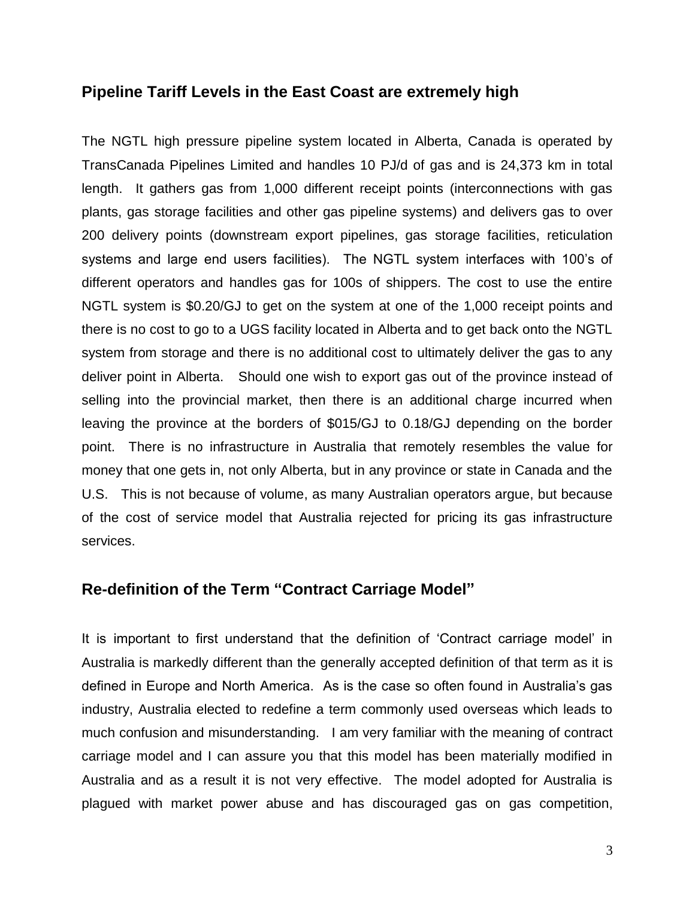## Pipeline Tariff Levels in the East Coast are extremely high

The NGTL high pressure pipeline system located in Alberta, Canada is operated by TransCanada Pipelines Limited and handles 10 PJ/d of gas and is 24,373 km in total length. It gathers gas from 1,000 different receipt points (interconnections with gas plants, gas storage facilities and other gas pipeline systems) and delivers gas to over 200 delivery points (downstream export pipelines, gas storage facilities, reticulation systems and large end users facilities). The NGTL system interfaces with 100's of different operators and handles gas for 100s of shippers. The cost to use the entire NGTL system is $0.20/GJ to get on the system at one of the 1,000 receipt points and there is no cost to go to a UGS facility located in Alberta and to get back onto the NGTL system from storage and there is no additional cost to ultimately deliver the gas to any deliver point in Alberta. Should one wish to export gas out of the province instead of selling into the provincial market, then there is an additional charge incurred when leaving the province at the borders of $015/GJ to 0.18/GJ depending on the border point. There is no infrastructure in Australia that remotely resembles the value for money that one gets in, not only Alberta, but in any province or state in Canada and the U.S. This is not because of volume, as many Australian operators argue, but because of the cost of service model that Australia rejected for pricing its gas infrastructure services.

## Re-definition of the Term "Contract Carriage Model"

It is important to first understand that the definition of 'Contract carriage model' in Australia is markedly different than the generally accepted definition of that term as it is defined in Europe and North America. As is the case so often found in Australia's gas industry, Australia elected to redefine a term commonly used overseas which leads to much confusion and misunderstanding. I am very familiar with the meaning of contract carriage model and I can assure you that this model has been materially modified in Australia and as a result it is not very effective. The model adopted for Australia is plagued with market power abuse and has discouraged gas on gas competition,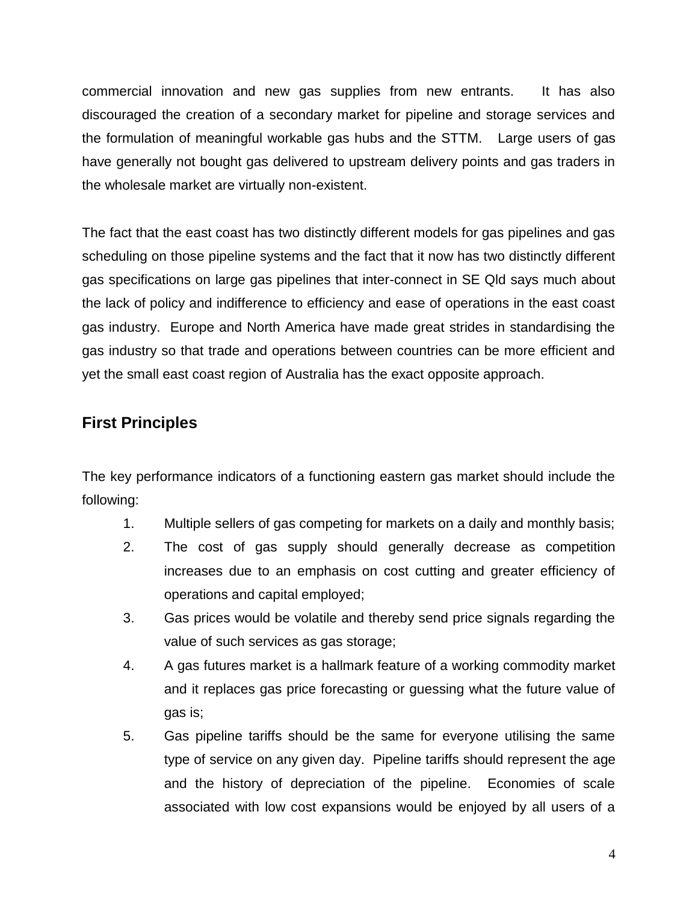commercial innovation and new gas supplies from new entrants. It has also discouraged the creation of a secondary market for pipeline and storage services and the formulation of meaningful workable gas hubs and the STTM. Large users of gas have generally not bought gas delivered to upstream delivery points and gas traders in the wholesale market are virtually non-existent.

The fact that the east coast has two distinctly different models for gas pipelines and gas scheduling on those pipeline systems and the fact that it now has two distinctly different gas specifications on large gas pipelines that inter-connect in SE Qld says much about the lack of policy and indifference to efficiency and ease of operations in the east coast gas industry. Europe and North America have made great strides in standardising the gas industry so that trade and operations between countries can be more efficient and yet the small east coast region of Australia has the exact opposite approach.

## First Principles

The key performance indicators of a functioning eastern gas market should include the following:

1. Multiple sellers of gas competing for markets on a daily and monthly basis;
2. The cost of gas supply should generally decrease as competition increases due to an emphasis on cost cutting and greater efficiency of operations and capital employed;
3. Gas prices would be volatile and thereby send price signals regarding the value of such services as gas storage;
4. A gas futures market is a hallmark feature of a working commodity market and it replaces gas price forecasting or guessing what the future value of gas is;
5. Gas pipeline tariffs should be the same for everyone utilising the same type of service on any given day. Pipeline tariffs should represent the age and the history of depreciation of the pipeline. Economies of scale associated with low cost expansions would be enjoyed by all users of a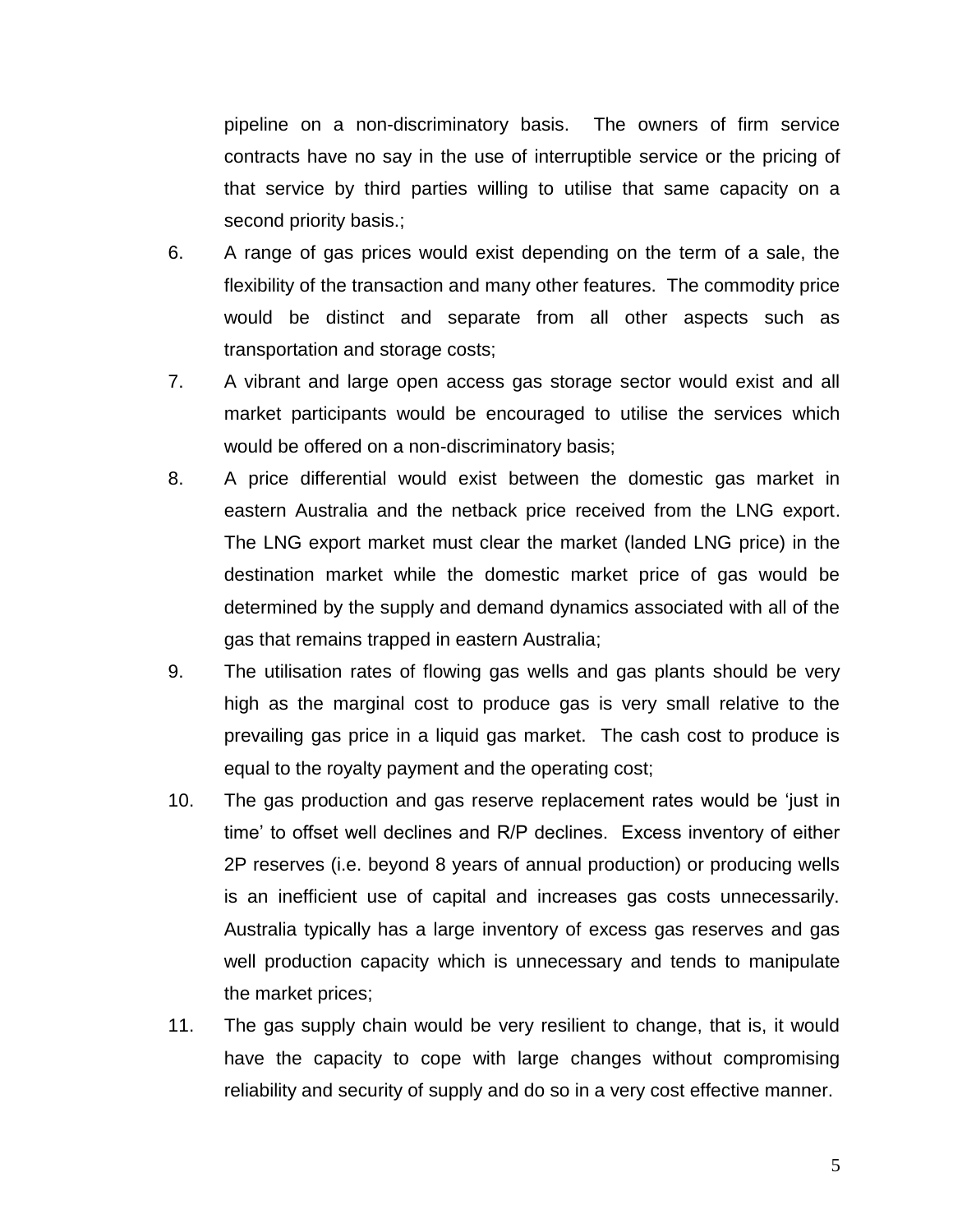pipeline on a non-discriminatory basis. The owners of firm service contracts have no say in the use of interruptible service or the pricing of that service by third parties willing to utilise that same capacity on a second priority basis.;

6. A range of gas prices would exist depending on the term of a sale, the flexibility of the transaction and many other features. The commodity price would be distinct and separate from all other aspects such as transportation and storage costs;
7. A vibrant and large open access gas storage sector would exist and all market participants would be encouraged to utilise the services which would be offered on a non-discriminatory basis;
8. A price differential would exist between the domestic gas market in eastern Australia and the netback price received from the LNG export. The LNG export market must clear the market (landed LNG price) in the destination market while the domestic market price of gas would be determined by the supply and demand dynamics associated with all of the gas that remains trapped in eastern Australia;
9. The utilisation rates of flowing gas wells and gas plants should be very high as the marginal cost to produce gas is very small relative to the prevailing gas price in a liquid gas market. The cash cost to produce is equal to the royalty payment and the operating cost;
10. The gas production and gas reserve replacement rates would be 'just in time' to offset well declines and R/P declines. Excess inventory of either 2P reserves (i.e. beyond 8 years of annual production) or producing wells is an inefficient use of capital and increases gas costs unnecessarily. Australia typically has a large inventory of excess gas reserves and gas well production capacity which is unnecessary and tends to manipulate the market prices;
11. The gas supply chain would be very resilient to change, that is, it would have the capacity to cope with large changes without compromising reliability and security of supply and do so in a very cost effective manner.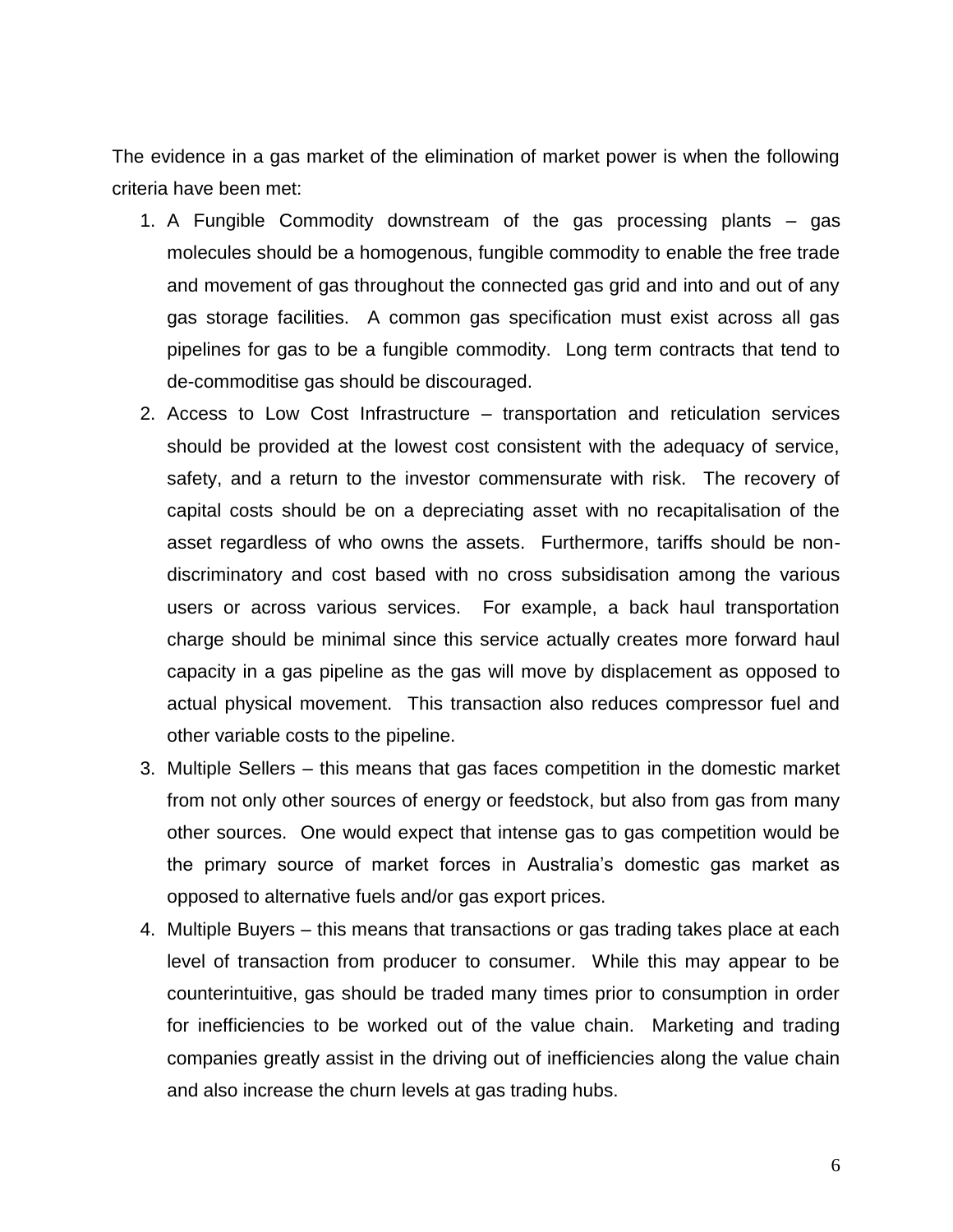The evidence in a gas market of the elimination of market power is when the following criteria have been met:

1. A Fungible Commodity downstream of the gas processing plants – gas molecules should be a homogenous, fungible commodity to enable the free trade and movement of gas throughout the connected gas grid and into and out of any gas storage facilities. A common gas specification must exist across all gas pipelines for gas to be a fungible commodity. Long term contracts that tend to de-commoditise gas should be discouraged.
2. Access to Low Cost Infrastructure – transportation and reticulation services should be provided at the lowest cost consistent with the adequacy of service, safety, and a return to the investor commensurate with risk. The recovery of capital costs should be on a depreciating asset with no recapitalisation of the asset regardless of who owns the assets. Furthermore, tariffs should be non-discriminatory and cost based with no cross subsidisation among the various users or across various services. For example, a back haul transportation charge should be minimal since this service actually creates more forward haul capacity in a gas pipeline as the gas will move by displacement as opposed to actual physical movement. This transaction also reduces compressor fuel and other variable costs to the pipeline.
3. Multiple Sellers – this means that gas faces competition in the domestic market from not only other sources of energy or feedstock, but also from gas from many other sources. One would expect that intense gas to gas competition would be the primary source of market forces in Australia's domestic gas market as opposed to alternative fuels and/or gas export prices.
4. Multiple Buyers – this means that transactions or gas trading takes place at each level of transaction from producer to consumer. While this may appear to be counterintuitive, gas should be traded many times prior to consumption in order for inefficiencies to be worked out of the value chain. Marketing and trading companies greatly assist in the driving out of inefficiencies along the value chain and also increase the churn levels at gas trading hubs.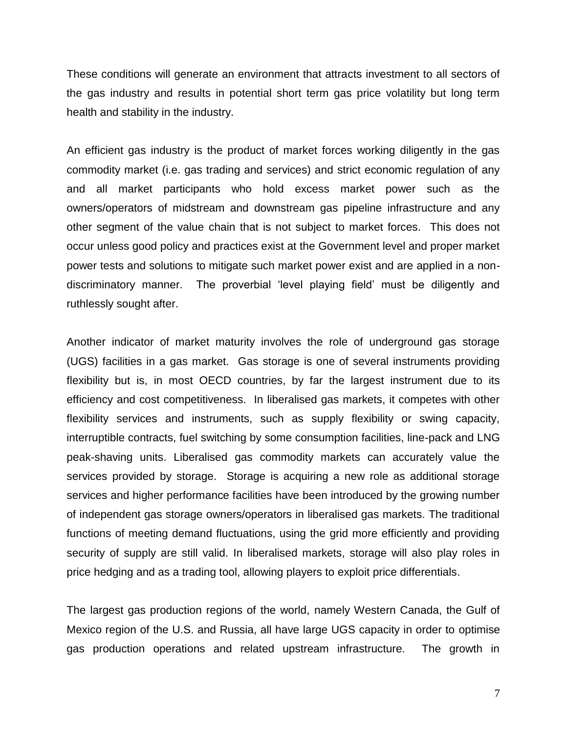These conditions will generate an environment that attracts investment to all sectors of the gas industry and results in potential short term gas price volatility but long term health and stability in the industry.

An efficient gas industry is the product of market forces working diligently in the gas commodity market (i.e. gas trading and services) and strict economic regulation of any and all market participants who hold excess market power such as the owners/operators of midstream and downstream gas pipeline infrastructure and any other segment of the value chain that is not subject to market forces. This does not occur unless good policy and practices exist at the Government level and proper market power tests and solutions to mitigate such market power exist and are applied in a non-discriminatory manner. The proverbial 'level playing field' must be diligently and ruthlessly sought after.

Another indicator of market maturity involves the role of underground gas storage (UGS) facilities in a gas market. Gas storage is one of several instruments providing flexibility but is, in most OECD countries, by far the largest instrument due to its efficiency and cost competitiveness. In liberalised gas markets, it competes with other flexibility services and instruments, such as supply flexibility or swing capacity, interruptible contracts, fuel switching by some consumption facilities, line-pack and LNG peak-shaving units. Liberalised gas commodity markets can accurately value the services provided by storage. Storage is acquiring a new role as additional storage services and higher performance facilities have been introduced by the growing number of independent gas storage owners/operators in liberalised gas markets. The traditional functions of meeting demand fluctuations, using the grid more efficiently and providing security of supply are still valid. In liberalised markets, storage will also play roles in price hedging and as a trading tool, allowing players to exploit price differentials.

The largest gas production regions of the world, namely Western Canada, the Gulf of Mexico region of the U.S. and Russia, all have large UGS capacity in order to optimise gas production operations and related upstream infrastructure. The growth in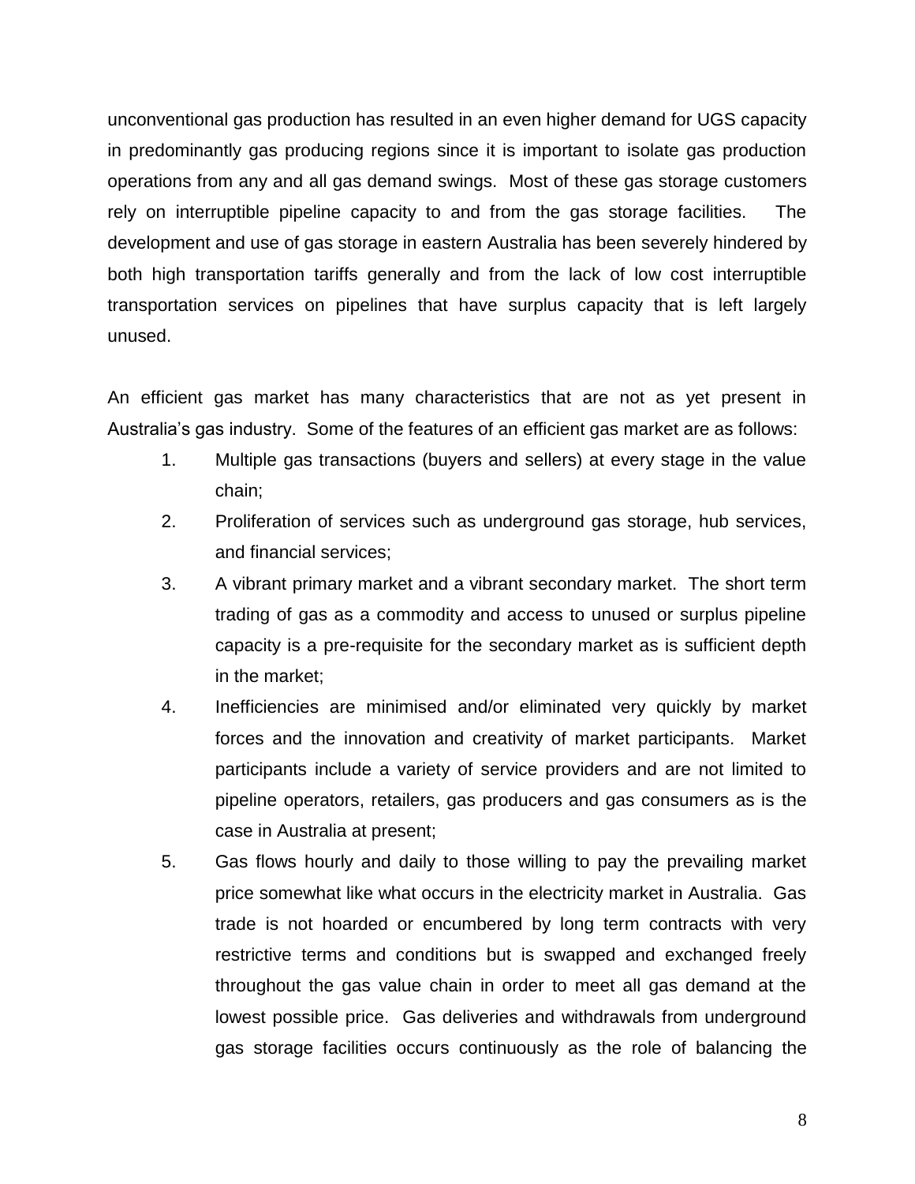unconventional gas production has resulted in an even higher demand for UGS capacity in predominantly gas producing regions since it is important to isolate gas production operations from any and all gas demand swings. Most of these gas storage customers rely on interruptible pipeline capacity to and from the gas storage facilities. The development and use of gas storage in eastern Australia has been severely hindered by both high transportation tariffs generally and from the lack of low cost interruptible transportation services on pipelines that have surplus capacity that is left largely unused.

An efficient gas market has many characteristics that are not as yet present in Australia's gas industry. Some of the features of an efficient gas market are as follows:

1. Multiple gas transactions (buyers and sellers) at every stage in the value chain;
2. Proliferation of services such as underground gas storage, hub services, and financial services;
3. A vibrant primary market and a vibrant secondary market. The short term trading of gas as a commodity and access to unused or surplus pipeline capacity is a pre-requisite for the secondary market as is sufficient depth in the market;
4. Inefficiencies are minimised and/or eliminated very quickly by market forces and the innovation and creativity of market participants. Market participants include a variety of service providers and are not limited to pipeline operators, retailers, gas producers and gas consumers as is the case in Australia at present;
5. Gas flows hourly and daily to those willing to pay the prevailing market price somewhat like what occurs in the electricity market in Australia. Gas trade is not hoarded or encumbered by long term contracts with very restrictive terms and conditions but is swapped and exchanged freely throughout the gas value chain in order to meet all gas demand at the lowest possible price. Gas deliveries and withdrawals from underground gas storage facilities occurs continuously as the role of balancing the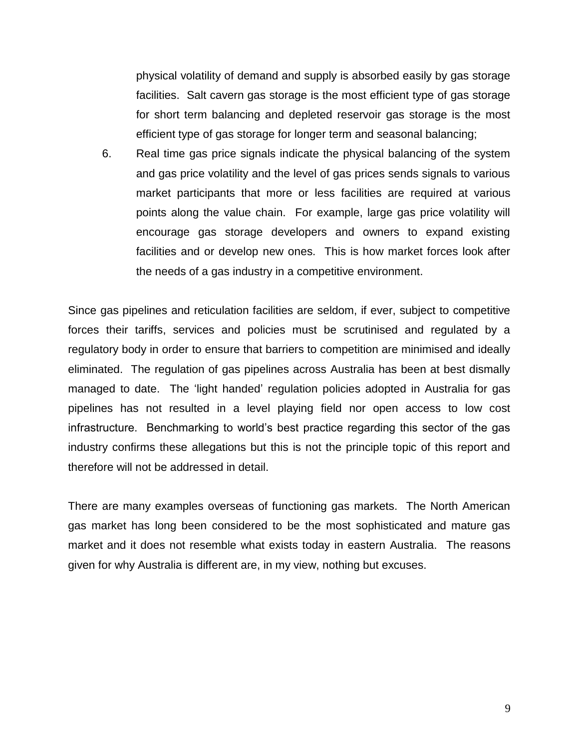physical volatility of demand and supply is absorbed easily by gas storage facilities. Salt cavern gas storage is the most efficient type of gas storage for short term balancing and depleted reservoir gas storage is the most efficient type of gas storage for longer term and seasonal balancing;

6. Real time gas price signals indicate the physical balancing of the system and gas price volatility and the level of gas prices sends signals to various market participants that more or less facilities are required at various points along the value chain. For example, large gas price volatility will encourage gas storage developers and owners to expand existing facilities and or develop new ones. This is how market forces look after the needs of a gas industry in a competitive environment.

Since gas pipelines and reticulation facilities are seldom, if ever, subject to competitive forces their tariffs, services and policies must be scrutinised and regulated by a regulatory body in order to ensure that barriers to competition are minimised and ideally eliminated. The regulation of gas pipelines across Australia has been at best dismally managed to date. The 'light handed' regulation policies adopted in Australia for gas pipelines has not resulted in a level playing field nor open access to low cost infrastructure. Benchmarking to world's best practice regarding this sector of the gas industry confirms these allegations but this is not the principle topic of this report and therefore will not be addressed in detail.

There are many examples overseas of functioning gas markets. The North American gas market has long been considered to be the most sophisticated and mature gas market and it does not resemble what exists today in eastern Australia. The reasons given for why Australia is different are, in my view, nothing but excuses.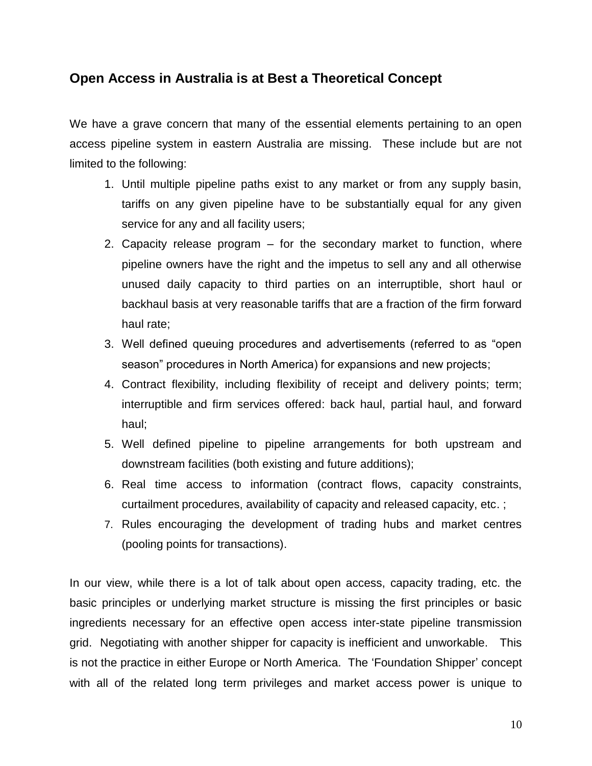## Open Access in Australia is at Best a Theoretical Concept

We have a grave concern that many of the essential elements pertaining to an open access pipeline system in eastern Australia are missing. These include but are not limited to the following:

1. Until multiple pipeline paths exist to any market or from any supply basin, tariffs on any given pipeline have to be substantially equal for any given service for any and all facility users;
2. Capacity release program – for the secondary market to function, where pipeline owners have the right and the impetus to sell any and all otherwise unused daily capacity to third parties on an interruptible, short haul or backhaul basis at very reasonable tariffs that are a fraction of the firm forward haul rate;
3. Well defined queuing procedures and advertisements (referred to as "open season" procedures in North America) for expansions and new projects;
4. Contract flexibility, including flexibility of receipt and delivery points; term; interruptible and firm services offered: back haul, partial haul, and forward haul;
5. Well defined pipeline to pipeline arrangements for both upstream and downstream facilities (both existing and future additions);
6. Real time access to information (contract flows, capacity constraints, curtailment procedures, availability of capacity and released capacity, etc. ;
7. Rules encouraging the development of trading hubs and market centres (pooling points for transactions).

In our view, while there is a lot of talk about open access, capacity trading, etc. the basic principles or underlying market structure is missing the first principles or basic ingredients necessary for an effective open access inter-state pipeline transmission grid. Negotiating with another shipper for capacity is inefficient and unworkable. This is not the practice in either Europe or North America. The 'Foundation Shipper' concept with all of the related long term privileges and market access power is unique to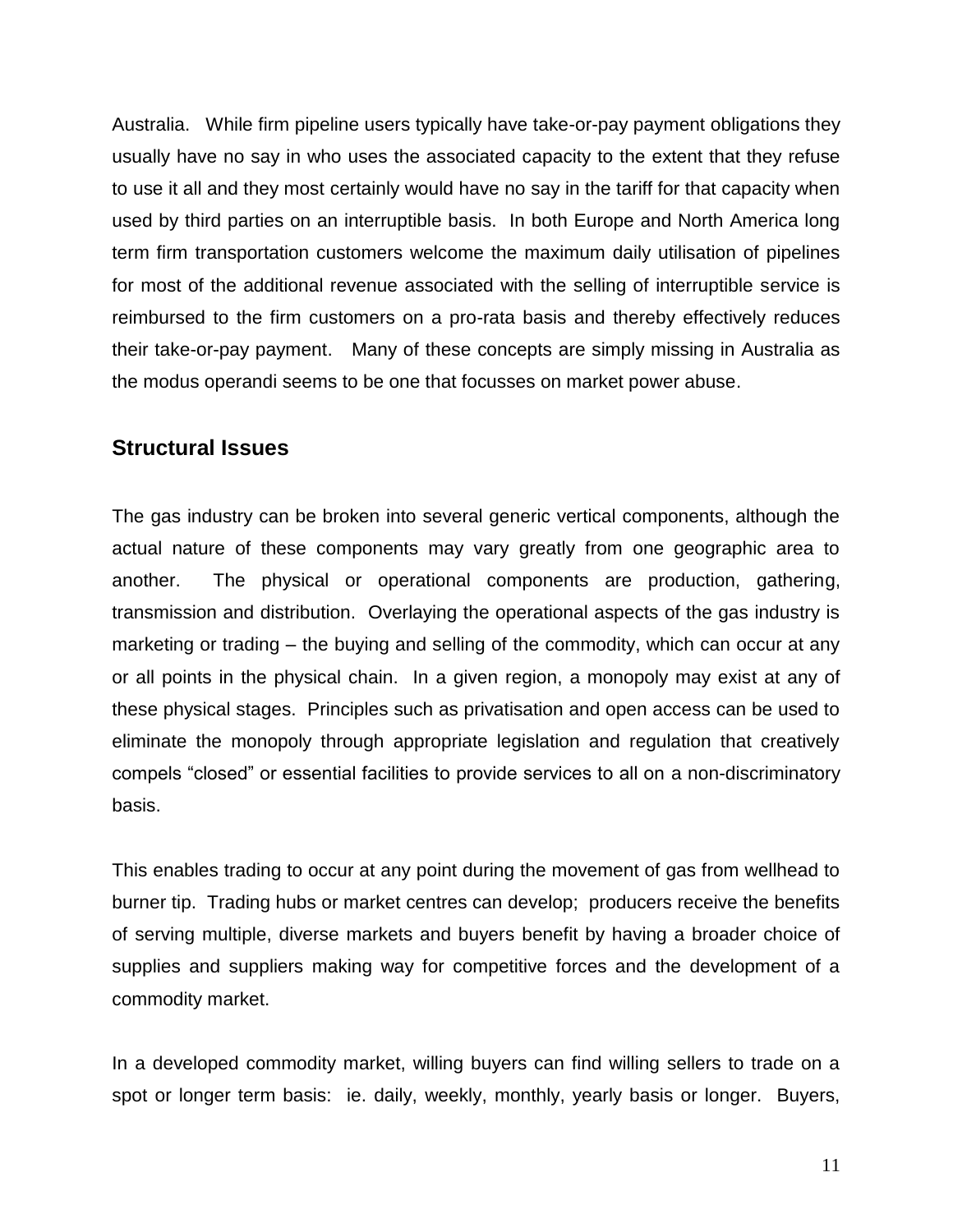Australia. While firm pipeline users typically have take-or-pay payment obligations they usually have no say in who uses the associated capacity to the extent that they refuse to use it all and they most certainly would have no say in the tariff for that capacity when used by third parties on an interruptible basis. In both Europe and North America long term firm transportation customers welcome the maximum daily utilisation of pipelines for most of the additional revenue associated with the selling of interruptible service is reimbursed to the firm customers on a pro-rata basis and thereby effectively reduces their take-or-pay payment. Many of these concepts are simply missing in Australia as the modus operandi seems to be one that focusses on market power abuse.

## Structural Issues

The gas industry can be broken into several generic vertical components, although the actual nature of these components may vary greatly from one geographic area to another. The physical or operational components are production, gathering, transmission and distribution. Overlaying the operational aspects of the gas industry is marketing or trading – the buying and selling of the commodity, which can occur at any or all points in the physical chain. In a given region, a monopoly may exist at any of these physical stages. Principles such as privatisation and open access can be used to eliminate the monopoly through appropriate legislation and regulation that creatively compels "closed" or essential facilities to provide services to all on a non-discriminatory basis.

This enables trading to occur at any point during the movement of gas from wellhead to burner tip. Trading hubs or market centres can develop; producers receive the benefits of serving multiple, diverse markets and buyers benefit by having a broader choice of supplies and suppliers making way for competitive forces and the development of a commodity market.

In a developed commodity market, willing buyers can find willing sellers to trade on a spot or longer term basis: ie. daily, weekly, monthly, yearly basis or longer. Buyers,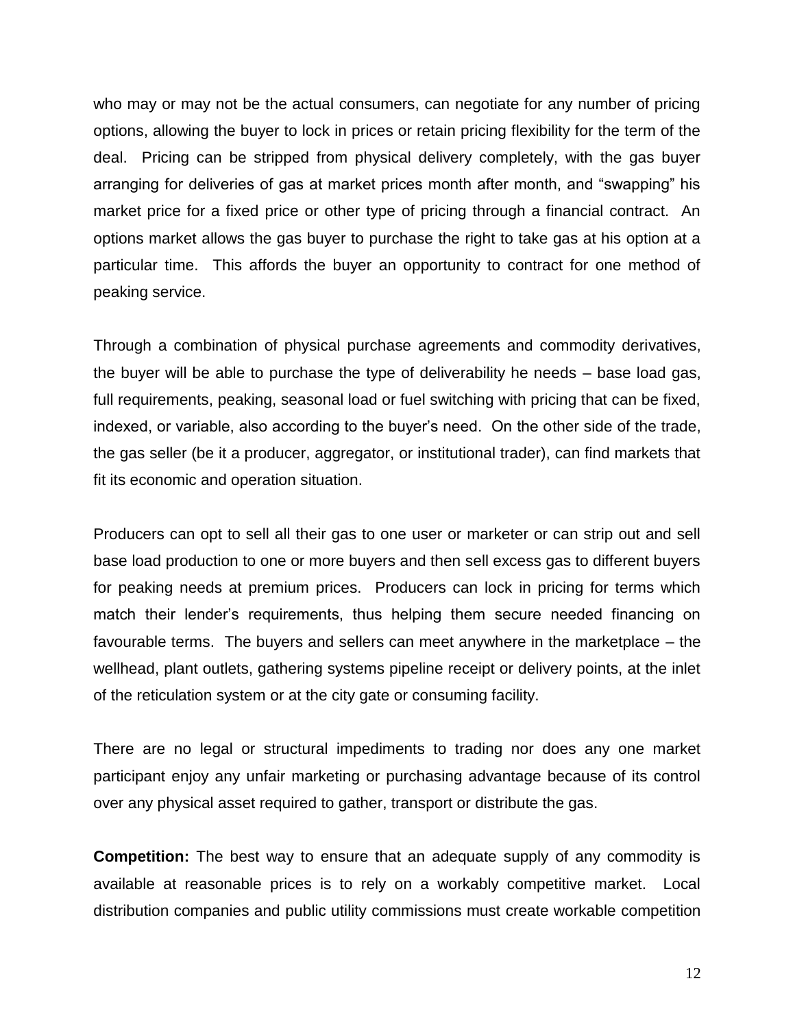who may or may not be the actual consumers, can negotiate for any number of pricing options, allowing the buyer to lock in prices or retain pricing flexibility for the term of the deal. Pricing can be stripped from physical delivery completely, with the gas buyer arranging for deliveries of gas at market prices month after month, and "swapping" his market price for a fixed price or other type of pricing through a financial contract. An options market allows the gas buyer to purchase the right to take gas at his option at a particular time. This affords the buyer an opportunity to contract for one method of peaking service.

Through a combination of physical purchase agreements and commodity derivatives, the buyer will be able to purchase the type of deliverability he needs – base load gas, full requirements, peaking, seasonal load or fuel switching with pricing that can be fixed, indexed, or variable, also according to the buyer's need. On the other side of the trade, the gas seller (be it a producer, aggregator, or institutional trader), can find markets that fit its economic and operation situation.

Producers can opt to sell all their gas to one user or marketer or can strip out and sell base load production to one or more buyers and then sell excess gas to different buyers for peaking needs at premium prices. Producers can lock in pricing for terms which match their lender's requirements, thus helping them secure needed financing on favourable terms. The buyers and sellers can meet anywhere in the marketplace – the wellhead, plant outlets, gathering systems pipeline receipt or delivery points, at the inlet of the reticulation system or at the city gate or consuming facility.

There are no legal or structural impediments to trading nor does any one market participant enjoy any unfair marketing or purchasing advantage because of its control over any physical asset required to gather, transport or distribute the gas.

**Competition:** The best way to ensure that an adequate supply of any commodity is available at reasonable prices is to rely on a workably competitive market. Local distribution companies and public utility commissions must create workable competition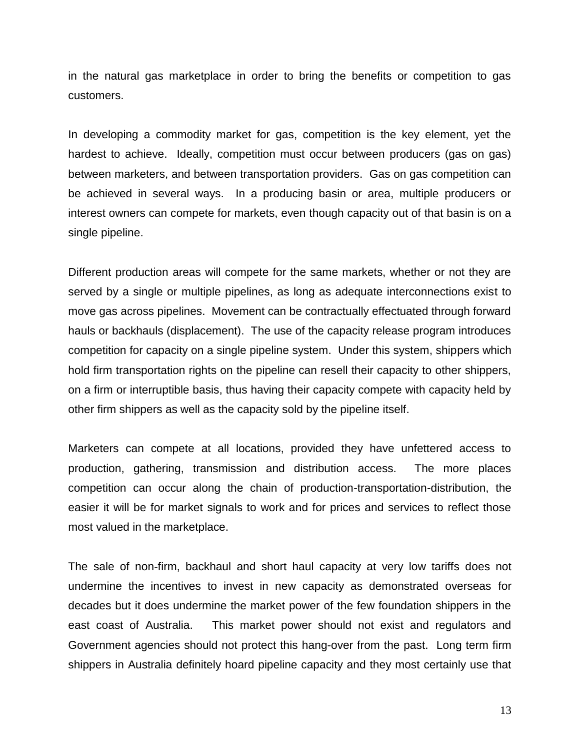in the natural gas marketplace in order to bring the benefits or competition to gas customers.

In developing a commodity market for gas, competition is the key element, yet the hardest to achieve. Ideally, competition must occur between producers (gas on gas) between marketers, and between transportation providers. Gas on gas competition can be achieved in several ways. In a producing basin or area, multiple producers or interest owners can compete for markets, even though capacity out of that basin is on a single pipeline.

Different production areas will compete for the same markets, whether or not they are served by a single or multiple pipelines, as long as adequate interconnections exist to move gas across pipelines. Movement can be contractually effectuated through forward hauls or backhauls (displacement). The use of the capacity release program introduces competition for capacity on a single pipeline system. Under this system, shippers which hold firm transportation rights on the pipeline can resell their capacity to other shippers, on a firm or interruptible basis, thus having their capacity compete with capacity held by other firm shippers as well as the capacity sold by the pipeline itself.

Marketers can compete at all locations, provided they have unfettered access to production, gathering, transmission and distribution access. The more places competition can occur along the chain of production-transportation-distribution, the easier it will be for market signals to work and for prices and services to reflect those most valued in the marketplace.

The sale of non-firm, backhaul and short haul capacity at very low tariffs does not undermine the incentives to invest in new capacity as demonstrated overseas for decades but it does undermine the market power of the few foundation shippers in the east coast of Australia. This market power should not exist and regulators and Government agencies should not protect this hang-over from the past. Long term firm shippers in Australia definitely hoard pipeline capacity and they most certainly use that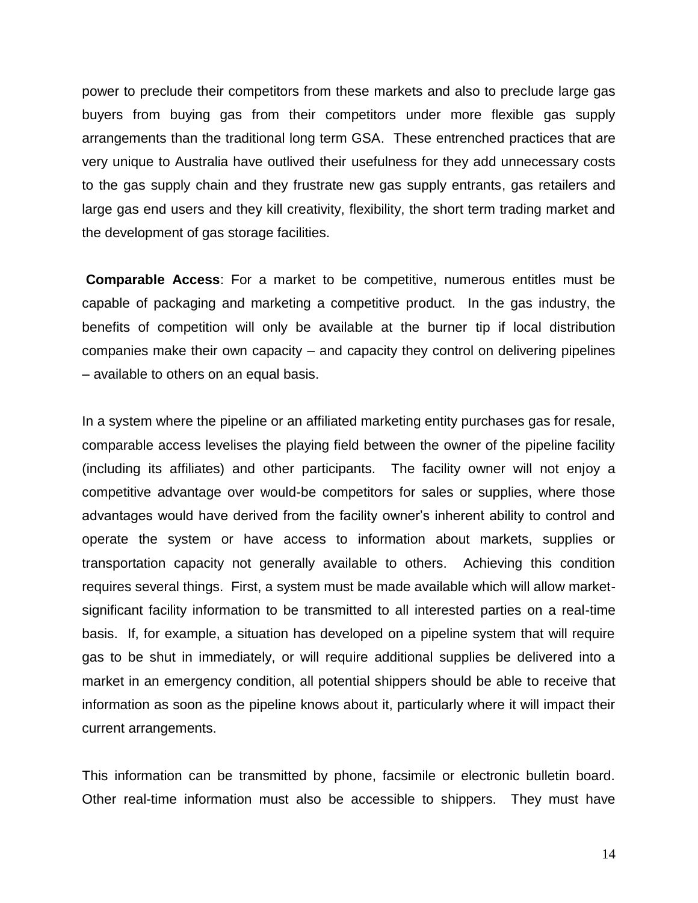power to preclude their competitors from these markets and also to preclude large gas buyers from buying gas from their competitors under more flexible gas supply arrangements than the traditional long term GSA. These entrenched practices that are very unique to Australia have outlived their usefulness for they add unnecessary costs to the gas supply chain and they frustrate new gas supply entrants, gas retailers and large gas end users and they kill creativity, flexibility, the short term trading market and the development of gas storage facilities.

**Comparable Access**: For a market to be competitive, numerous entitles must be capable of packaging and marketing a competitive product. In the gas industry, the benefits of competition will only be available at the burner tip if local distribution companies make their own capacity – and capacity they control on delivering pipelines – available to others on an equal basis.

In a system where the pipeline or an affiliated marketing entity purchases gas for resale, comparable access levelises the playing field between the owner of the pipeline facility (including its affiliates) and other participants. The facility owner will not enjoy a competitive advantage over would-be competitors for sales or supplies, where those advantages would have derived from the facility owner's inherent ability to control and operate the system or have access to information about markets, supplies or transportation capacity not generally available to others. Achieving this condition requires several things. First, a system must be made available which will allow market-significant facility information to be transmitted to all interested parties on a real-time basis. If, for example, a situation has developed on a pipeline system that will require gas to be shut in immediately, or will require additional supplies be delivered into a market in an emergency condition, all potential shippers should be able to receive that information as soon as the pipeline knows about it, particularly where it will impact their current arrangements.

This information can be transmitted by phone, facsimile or electronic bulletin board. Other real-time information must also be accessible to shippers. They must have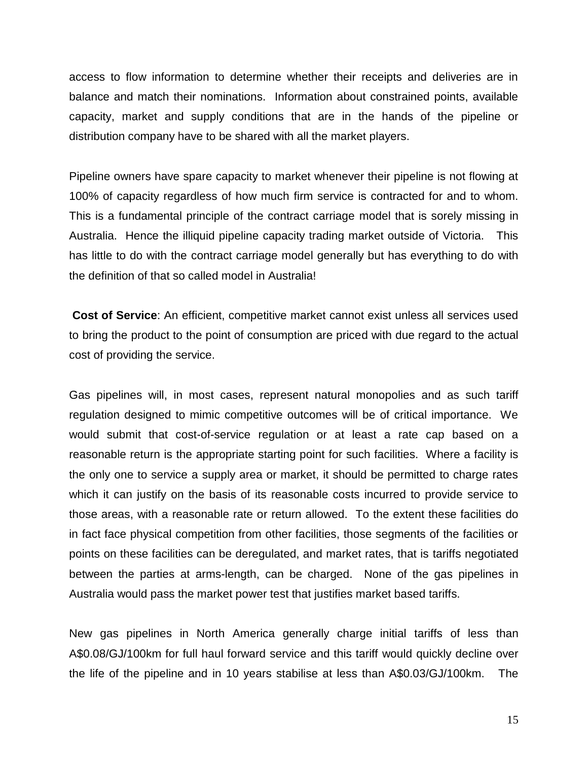access to flow information to determine whether their receipts and deliveries are in balance and match their nominations. Information about constrained points, available capacity, market and supply conditions that are in the hands of the pipeline or distribution company have to be shared with all the market players.

Pipeline owners have spare capacity to market whenever their pipeline is not flowing at 100% of capacity regardless of how much firm service is contracted for and to whom. This is a fundamental principle of the contract carriage model that is sorely missing in Australia. Hence the illiquid pipeline capacity trading market outside of Victoria. This has little to do with the contract carriage model generally but has everything to do with the definition of that so called model in Australia!

**Cost of Service**: An efficient, competitive market cannot exist unless all services used to bring the product to the point of consumption are priced with due regard to the actual cost of providing the service.

Gas pipelines will, in most cases, represent natural monopolies and as such tariff regulation designed to mimic competitive outcomes will be of critical importance. We would submit that cost-of-service regulation or at least a rate cap based on a reasonable return is the appropriate starting point for such facilities. Where a facility is the only one to service a supply area or market, it should be permitted to charge rates which it can justify on the basis of its reasonable costs incurred to provide service to those areas, with a reasonable rate or return allowed. To the extent these facilities do in fact face physical competition from other facilities, those segments of the facilities or points on these facilities can be deregulated, and market rates, that is tariffs negotiated between the parties at arms-length, can be charged. None of the gas pipelines in Australia would pass the market power test that justifies market based tariffs.

New gas pipelines in North America generally charge initial tariffs of less than A$0.08/GJ/100km for full haul forward service and this tariff would quickly decline over the life of the pipeline and in 10 years stabilise at less than A$0.03/GJ/100km. The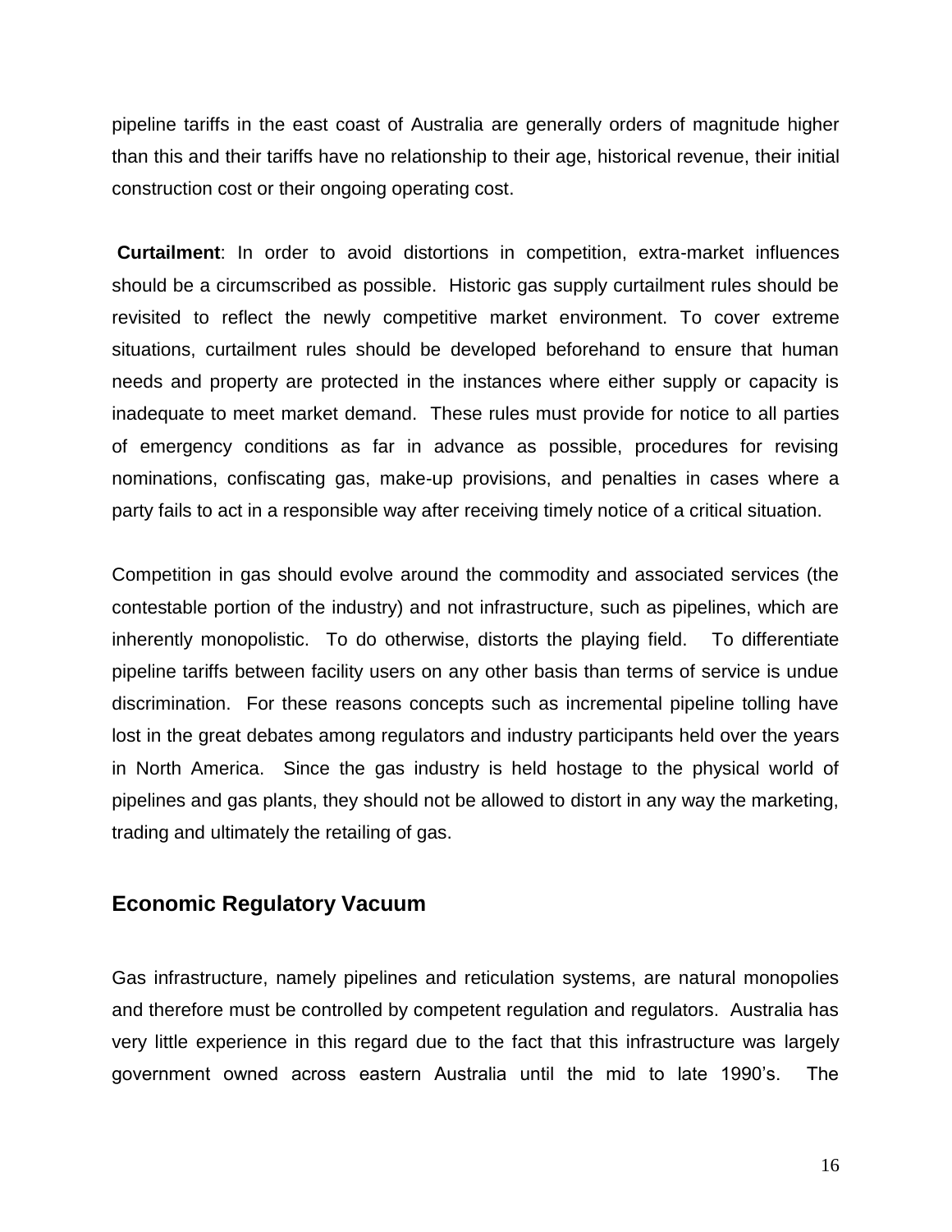pipeline tariffs in the east coast of Australia are generally orders of magnitude higher than this and their tariffs have no relationship to their age, historical revenue, their initial construction cost or their ongoing operating cost.

**Curtailment**: In order to avoid distortions in competition, extra-market influences should be a circumscribed as possible. Historic gas supply curtailment rules should be revisited to reflect the newly competitive market environment. To cover extreme situations, curtailment rules should be developed beforehand to ensure that human needs and property are protected in the instances where either supply or capacity is inadequate to meet market demand. These rules must provide for notice to all parties of emergency conditions as far in advance as possible, procedures for revising nominations, confiscating gas, make-up provisions, and penalties in cases where a party fails to act in a responsible way after receiving timely notice of a critical situation.

Competition in gas should evolve around the commodity and associated services (the contestable portion of the industry) and not infrastructure, such as pipelines, which are inherently monopolistic. To do otherwise, distorts the playing field. To differentiate pipeline tariffs between facility users on any other basis than terms of service is undue discrimination. For these reasons concepts such as incremental pipeline tolling have lost in the great debates among regulators and industry participants held over the years in North America. Since the gas industry is held hostage to the physical world of pipelines and gas plants, they should not be allowed to distort in any way the marketing, trading and ultimately the retailing of gas.

## Economic Regulatory Vacuum

Gas infrastructure, namely pipelines and reticulation systems, are natural monopolies and therefore must be controlled by competent regulation and regulators. Australia has very little experience in this regard due to the fact that this infrastructure was largely government owned across eastern Australia until the mid to late 1990's. The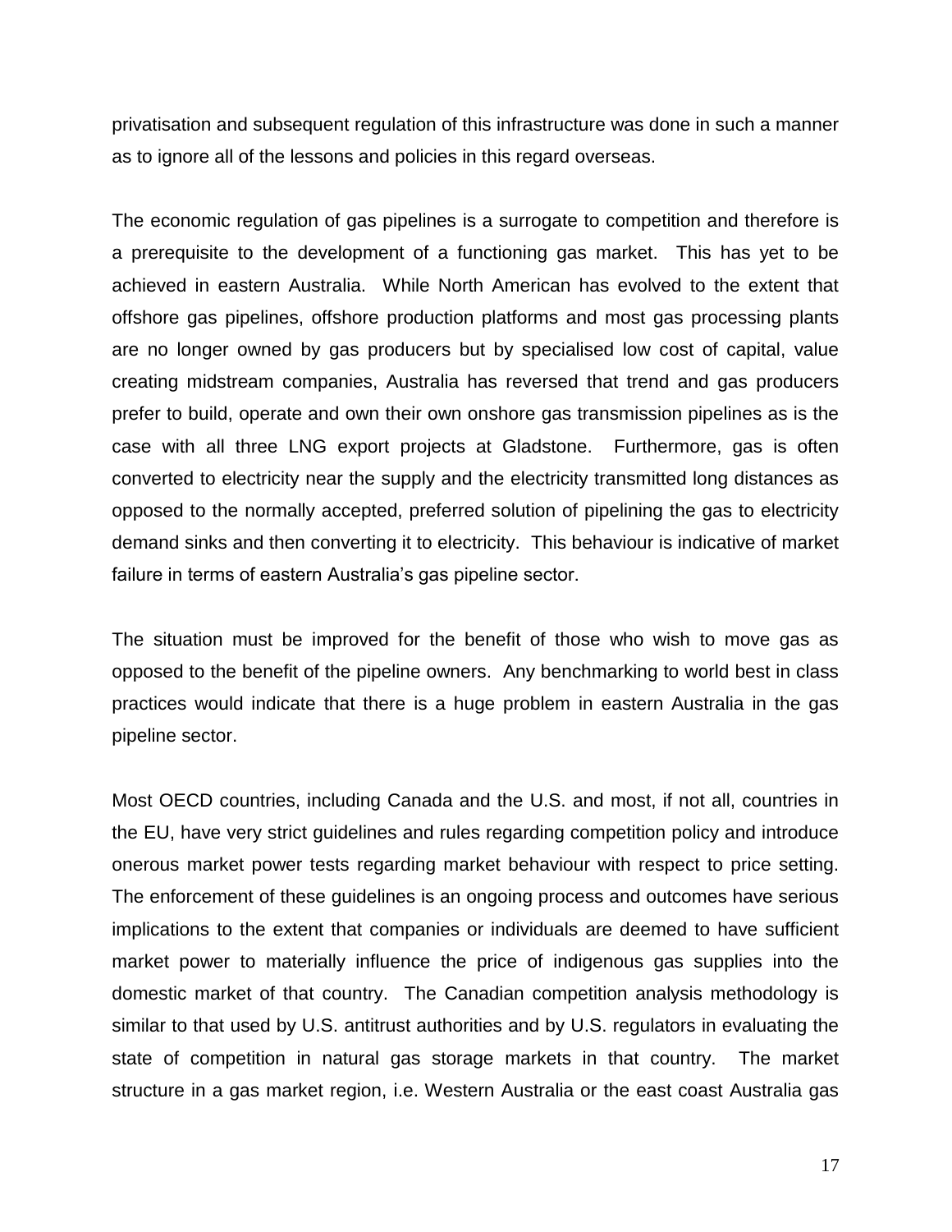privatisation and subsequent regulation of this infrastructure was done in such a manner as to ignore all of the lessons and policies in this regard overseas.

The economic regulation of gas pipelines is a surrogate to competition and therefore is a prerequisite to the development of a functioning gas market. This has yet to be achieved in eastern Australia. While North American has evolved to the extent that offshore gas pipelines, offshore production platforms and most gas processing plants are no longer owned by gas producers but by specialised low cost of capital, value creating midstream companies, Australia has reversed that trend and gas producers prefer to build, operate and own their own onshore gas transmission pipelines as is the case with all three LNG export projects at Gladstone. Furthermore, gas is often converted to electricity near the supply and the electricity transmitted long distances as opposed to the normally accepted, preferred solution of pipelining the gas to electricity demand sinks and then converting it to electricity. This behaviour is indicative of market failure in terms of eastern Australia's gas pipeline sector.

The situation must be improved for the benefit of those who wish to move gas as opposed to the benefit of the pipeline owners. Any benchmarking to world best in class practices would indicate that there is a huge problem in eastern Australia in the gas pipeline sector.

Most OECD countries, including Canada and the U.S. and most, if not all, countries in the EU, have very strict guidelines and rules regarding competition policy and introduce onerous market power tests regarding market behaviour with respect to price setting. The enforcement of these guidelines is an ongoing process and outcomes have serious implications to the extent that companies or individuals are deemed to have sufficient market power to materially influence the price of indigenous gas supplies into the domestic market of that country. The Canadian competition analysis methodology is similar to that used by U.S. antitrust authorities and by U.S. regulators in evaluating the state of competition in natural gas storage markets in that country. The market structure in a gas market region, i.e. Western Australia or the east coast Australia gas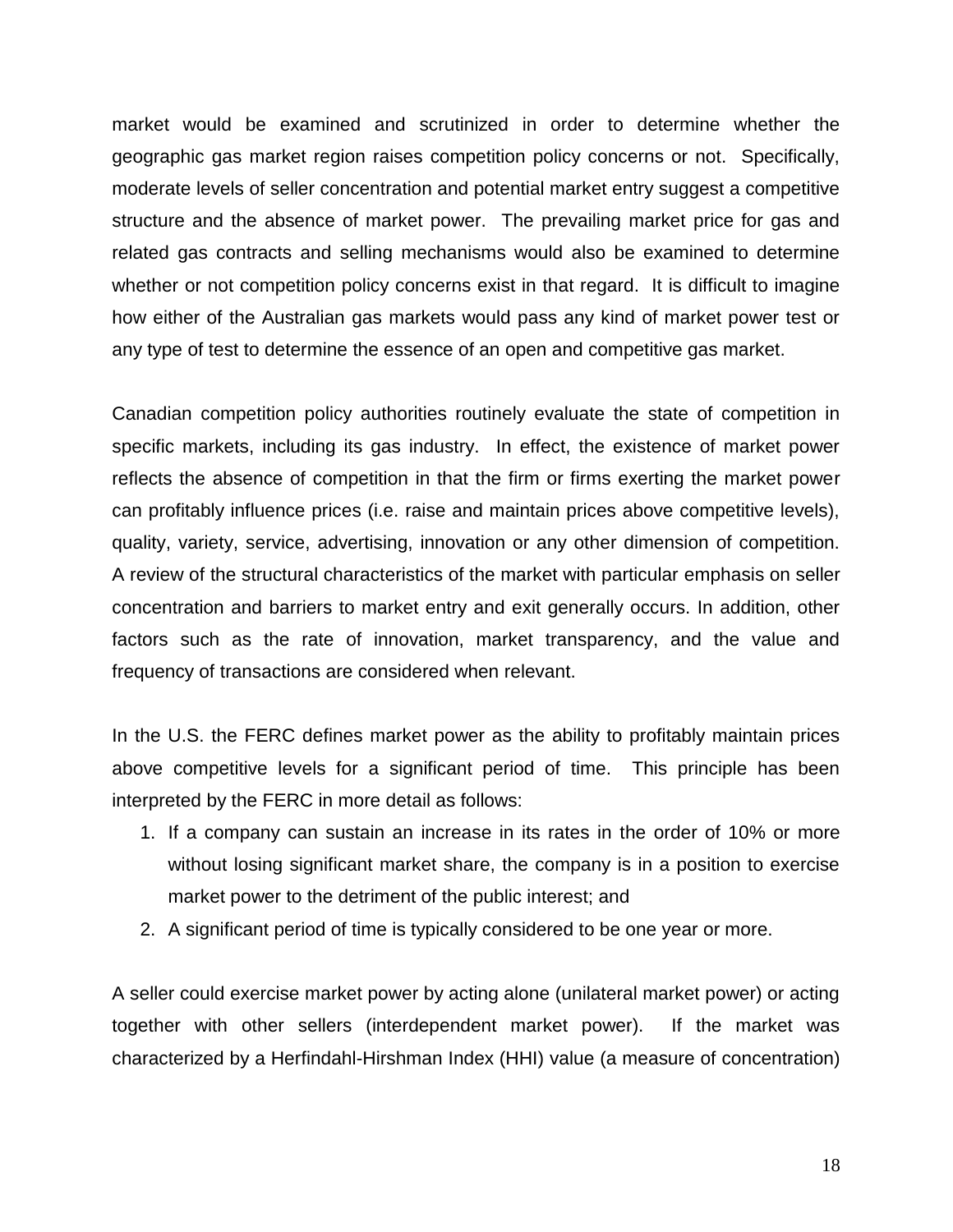market would be examined and scrutinized in order to determine whether the geographic gas market region raises competition policy concerns or not. Specifically, moderate levels of seller concentration and potential market entry suggest a competitive structure and the absence of market power. The prevailing market price for gas and related gas contracts and selling mechanisms would also be examined to determine whether or not competition policy concerns exist in that regard. It is difficult to imagine how either of the Australian gas markets would pass any kind of market power test or any type of test to determine the essence of an open and competitive gas market.

Canadian competition policy authorities routinely evaluate the state of competition in specific markets, including its gas industry. In effect, the existence of market power reflects the absence of competition in that the firm or firms exerting the market power can profitably influence prices (i.e. raise and maintain prices above competitive levels), quality, variety, service, advertising, innovation or any other dimension of competition. A review of the structural characteristics of the market with particular emphasis on seller concentration and barriers to market entry and exit generally occurs. In addition, other factors such as the rate of innovation, market transparency, and the value and frequency of transactions are considered when relevant.

In the U.S. the FERC defines market power as the ability to profitably maintain prices above competitive levels for a significant period of time. This principle has been interpreted by the FERC in more detail as follows:

1. If a company can sustain an increase in its rates in the order of 10% or more without losing significant market share, the company is in a position to exercise market power to the detriment of the public interest; and
2. A significant period of time is typically considered to be one year or more.

A seller could exercise market power by acting alone (unilateral market power) or acting together with other sellers (interdependent market power). If the market was characterized by a Herfindahl-Hirshman Index (HHI) value (a measure of concentration)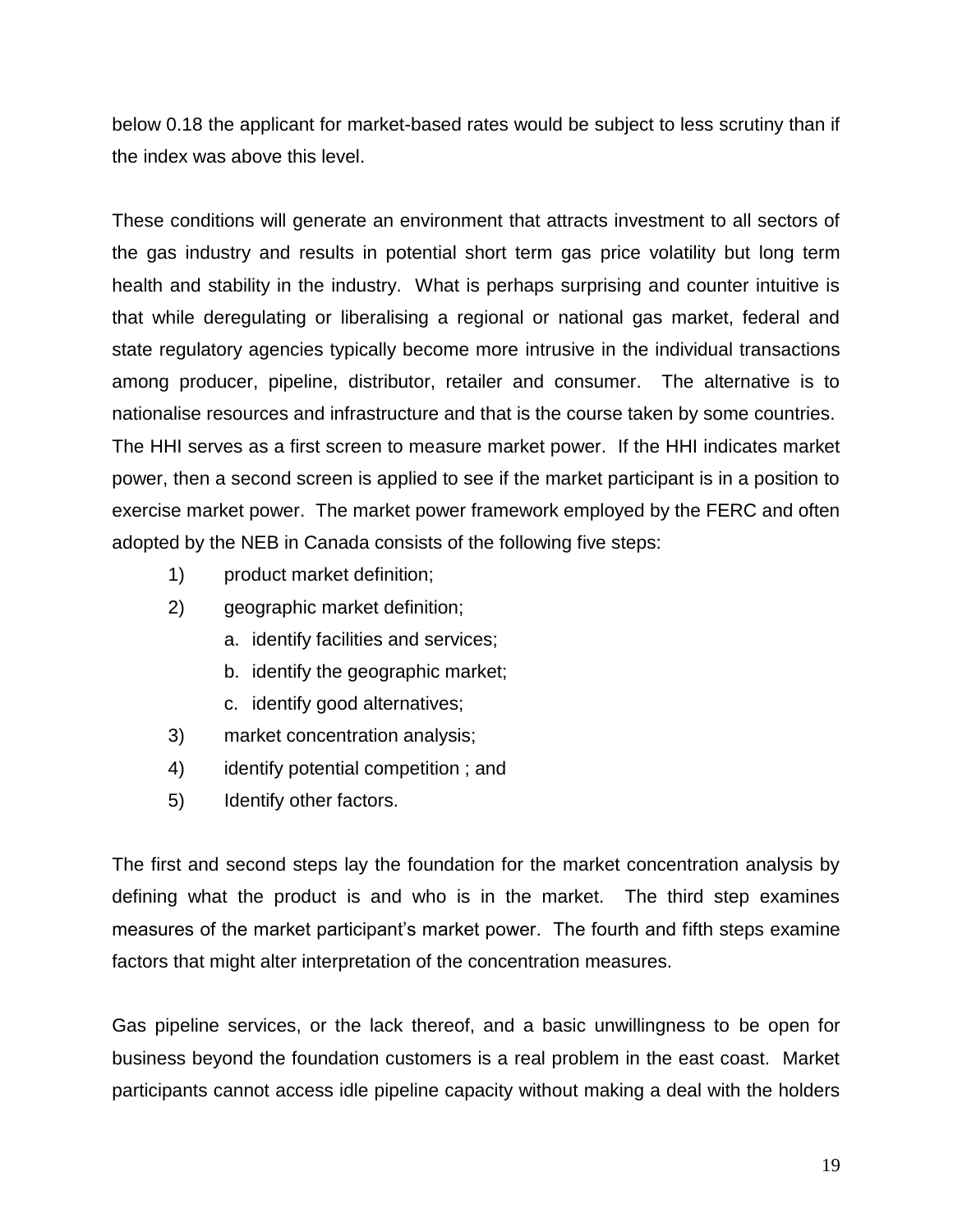below 0.18 the applicant for market-based rates would be subject to less scrutiny than if the index was above this level.

These conditions will generate an environment that attracts investment to all sectors of the gas industry and results in potential short term gas price volatility but long term health and stability in the industry. What is perhaps surprising and counter intuitive is that while deregulating or liberalising a regional or national gas market, federal and state regulatory agencies typically become more intrusive in the individual transactions among producer, pipeline, distributor, retailer and consumer. The alternative is to nationalise resources and infrastructure and that is the course taken by some countries. The HHI serves as a first screen to measure market power. If the HHI indicates market power, then a second screen is applied to see if the market participant is in a position to exercise market power. The market power framework employed by the FERC and often adopted by the NEB in Canada consists of the following five steps:

1) product market definition;
2) geographic market definition;
   a. identify facilities and services;
   b. identify the geographic market;
   c. identify good alternatives;
3) market concentration analysis;
4) identify potential competition ; and
5) Identify other factors.

The first and second steps lay the foundation for the market concentration analysis by defining what the product is and who is in the market. The third step examines measures of the market participant's market power. The fourth and fifth steps examine factors that might alter interpretation of the concentration measures.

Gas pipeline services, or the lack thereof, and a basic unwillingness to be open for business beyond the foundation customers is a real problem in the east coast. Market participants cannot access idle pipeline capacity without making a deal with the holders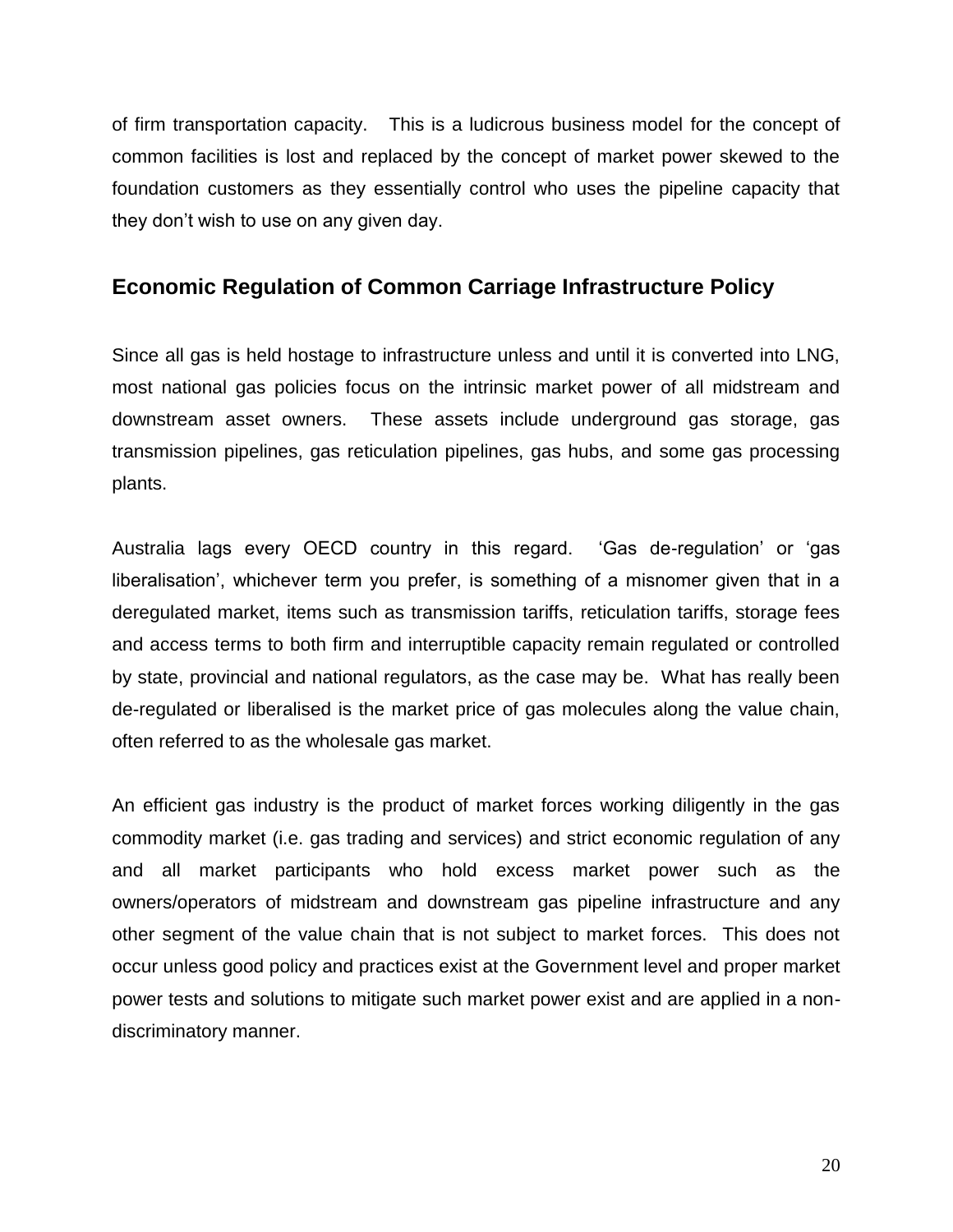of firm transportation capacity. This is a ludicrous business model for the concept of common facilities is lost and replaced by the concept of market power skewed to the foundation customers as they essentially control who uses the pipeline capacity that they don't wish to use on any given day.

## Economic Regulation of Common Carriage Infrastructure Policy

Since all gas is held hostage to infrastructure unless and until it is converted into LNG, most national gas policies focus on the intrinsic market power of all midstream and downstream asset owners. These assets include underground gas storage, gas transmission pipelines, gas reticulation pipelines, gas hubs, and some gas processing plants.

Australia lags every OECD country in this regard. 'Gas de-regulation' or 'gas liberalisation', whichever term you prefer, is something of a misnomer given that in a deregulated market, items such as transmission tariffs, reticulation tariffs, storage fees and access terms to both firm and interruptible capacity remain regulated or controlled by state, provincial and national regulators, as the case may be. What has really been de-regulated or liberalised is the market price of gas molecules along the value chain, often referred to as the wholesale gas market.

An efficient gas industry is the product of market forces working diligently in the gas commodity market (i.e. gas trading and services) and strict economic regulation of any and all market participants who hold excess market power such as the owners/operators of midstream and downstream gas pipeline infrastructure and any other segment of the value chain that is not subject to market forces. This does not occur unless good policy and practices exist at the Government level and proper market power tests and solutions to mitigate such market power exist and are applied in a non-discriminatory manner.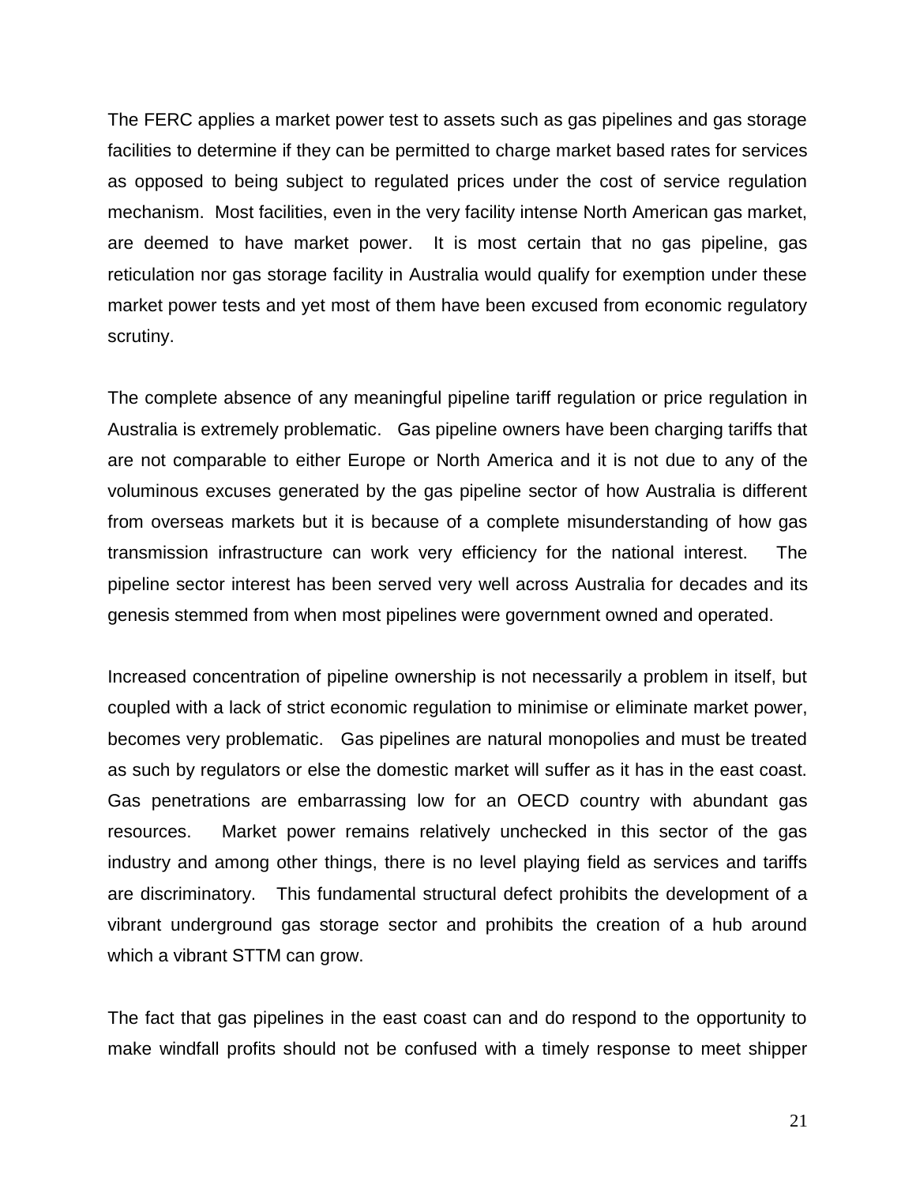The FERC applies a market power test to assets such as gas pipelines and gas storage facilities to determine if they can be permitted to charge market based rates for services as opposed to being subject to regulated prices under the cost of service regulation mechanism. Most facilities, even in the very facility intense North American gas market, are deemed to have market power. It is most certain that no gas pipeline, gas reticulation nor gas storage facility in Australia would qualify for exemption under these market power tests and yet most of them have been excused from economic regulatory scrutiny.

The complete absence of any meaningful pipeline tariff regulation or price regulation in Australia is extremely problematic. Gas pipeline owners have been charging tariffs that are not comparable to either Europe or North America and it is not due to any of the voluminous excuses generated by the gas pipeline sector of how Australia is different from overseas markets but it is because of a complete misunderstanding of how gas transmission infrastructure can work very efficiency for the national interest. The pipeline sector interest has been served very well across Australia for decades and its genesis stemmed from when most pipelines were government owned and operated.

Increased concentration of pipeline ownership is not necessarily a problem in itself, but coupled with a lack of strict economic regulation to minimise or eliminate market power, becomes very problematic. Gas pipelines are natural monopolies and must be treated as such by regulators or else the domestic market will suffer as it has in the east coast. Gas penetrations are embarrassing low for an OECD country with abundant gas resources. Market power remains relatively unchecked in this sector of the gas industry and among other things, there is no level playing field as services and tariffs are discriminatory. This fundamental structural defect prohibits the development of a vibrant underground gas storage sector and prohibits the creation of a hub around which a vibrant STTM can grow.

The fact that gas pipelines in the east coast can and do respond to the opportunity to make windfall profits should not be confused with a timely response to meet shipper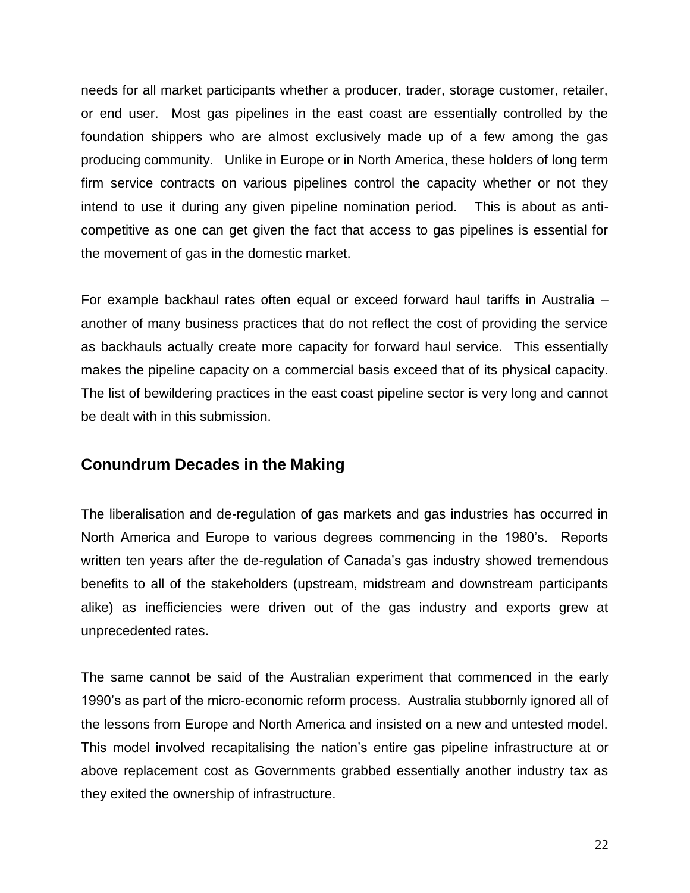needs for all market participants whether a producer, trader, storage customer, retailer, or end user. Most gas pipelines in the east coast are essentially controlled by the foundation shippers who are almost exclusively made up of a few among the gas producing community. Unlike in Europe or in North America, these holders of long term firm service contracts on various pipelines control the capacity whether or not they intend to use it during any given pipeline nomination period. This is about as anti-competitive as one can get given the fact that access to gas pipelines is essential for the movement of gas in the domestic market.

For example backhaul rates often equal or exceed forward haul tariffs in Australia – another of many business practices that do not reflect the cost of providing the service as backhauls actually create more capacity for forward haul service. This essentially makes the pipeline capacity on a commercial basis exceed that of its physical capacity. The list of bewildering practices in the east coast pipeline sector is very long and cannot be dealt with in this submission.

## Conundrum Decades in the Making

The liberalisation and de-regulation of gas markets and gas industries has occurred in North America and Europe to various degrees commencing in the 1980's. Reports written ten years after the de-regulation of Canada's gas industry showed tremendous benefits to all of the stakeholders (upstream, midstream and downstream participants alike) as inefficiencies were driven out of the gas industry and exports grew at unprecedented rates.

The same cannot be said of the Australian experiment that commenced in the early 1990's as part of the micro-economic reform process. Australia stubbornly ignored all of the lessons from Europe and North America and insisted on a new and untested model. This model involved recapitalising the nation's entire gas pipeline infrastructure at or above replacement cost as Governments grabbed essentially another industry tax as they exited the ownership of infrastructure.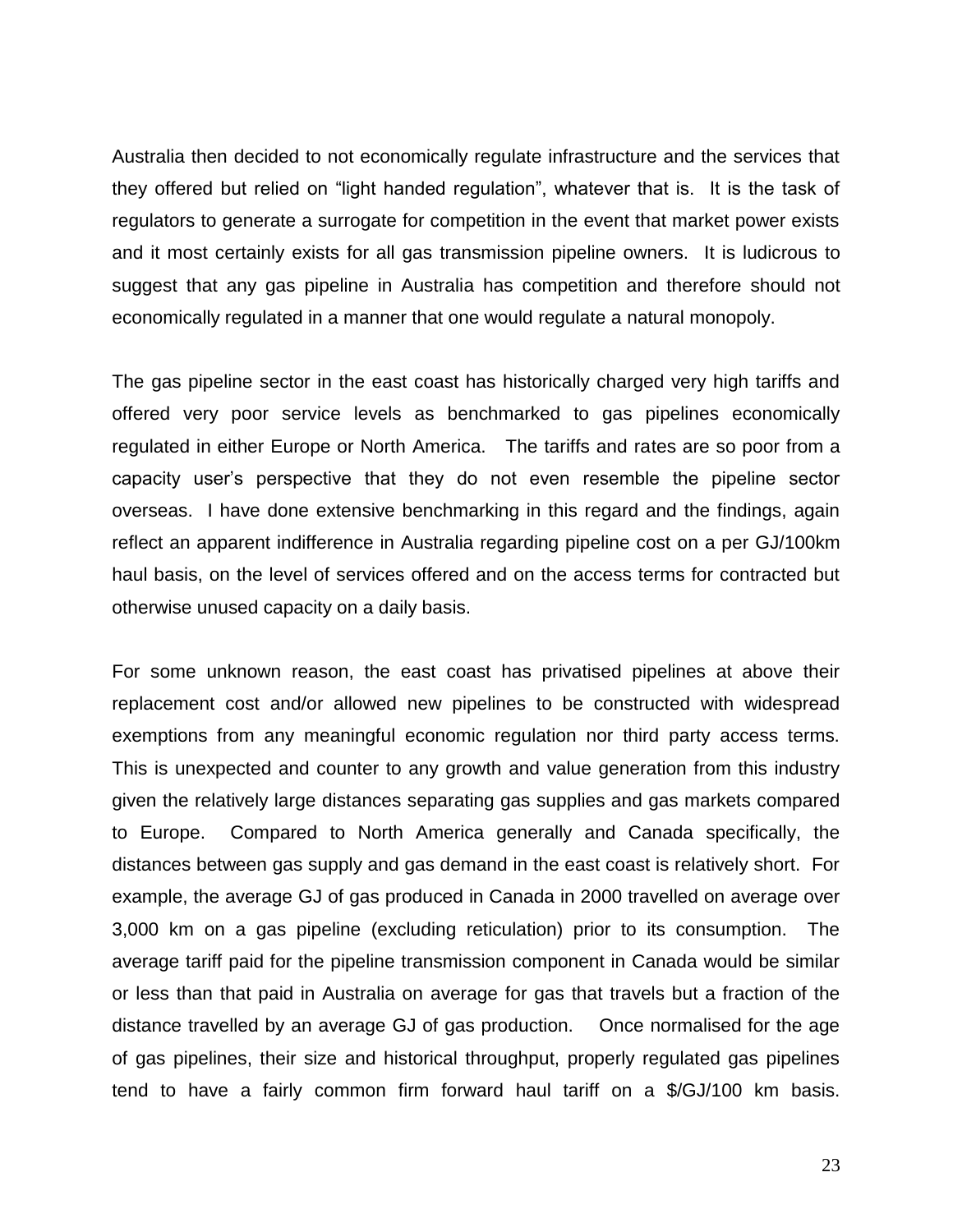Australia then decided to not economically regulate infrastructure and the services that they offered but relied on "light handed regulation", whatever that is. It is the task of regulators to generate a surrogate for competition in the event that market power exists and it most certainly exists for all gas transmission pipeline owners. It is ludicrous to suggest that any gas pipeline in Australia has competition and therefore should not economically regulated in a manner that one would regulate a natural monopoly.

The gas pipeline sector in the east coast has historically charged very high tariffs and offered very poor service levels as benchmarked to gas pipelines economically regulated in either Europe or North America. The tariffs and rates are so poor from a capacity user's perspective that they do not even resemble the pipeline sector overseas. I have done extensive benchmarking in this regard and the findings, again reflect an apparent indifference in Australia regarding pipeline cost on a per GJ/100km haul basis, on the level of services offered and on the access terms for contracted but otherwise unused capacity on a daily basis.

For some unknown reason, the east coast has privatised pipelines at above their replacement cost and/or allowed new pipelines to be constructed with widespread exemptions from any meaningful economic regulation nor third party access terms. This is unexpected and counter to any growth and value generation from this industry given the relatively large distances separating gas supplies and gas markets compared to Europe. Compared to North America generally and Canada specifically, the distances between gas supply and gas demand in the east coast is relatively short. For example, the average GJ of gas produced in Canada in 2000 travelled on average over 3,000 km on a gas pipeline (excluding reticulation) prior to its consumption. The average tariff paid for the pipeline transmission component in Canada would be similar or less than that paid in Australia on average for gas that travels but a fraction of the distance travelled by an average GJ of gas production. Once normalised for the age of gas pipelines, their size and historical throughput, properly regulated gas pipelines tend to have a fairly common firm forward haul tariff on a $/GJ/100 km basis.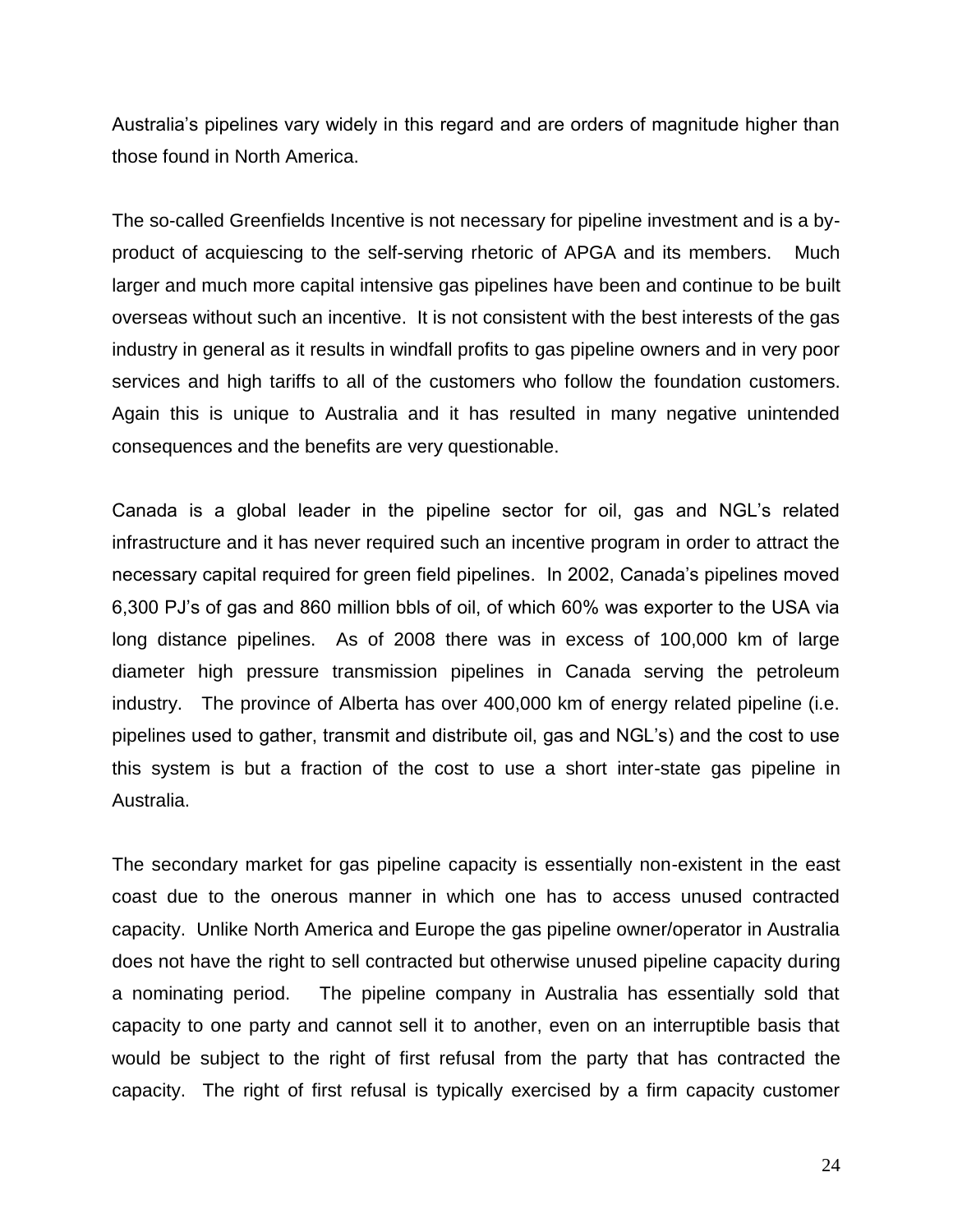Australia's pipelines vary widely in this regard and are orders of magnitude higher than those found in North America.

The so-called Greenfields Incentive is not necessary for pipeline investment and is a by-product of acquiescing to the self-serving rhetoric of APGA and its members. Much larger and much more capital intensive gas pipelines have been and continue to be built overseas without such an incentive. It is not consistent with the best interests of the gas industry in general as it results in windfall profits to gas pipeline owners and in very poor services and high tariffs to all of the customers who follow the foundation customers. Again this is unique to Australia and it has resulted in many negative unintended consequences and the benefits are very questionable.

Canada is a global leader in the pipeline sector for oil, gas and NGL's related infrastructure and it has never required such an incentive program in order to attract the necessary capital required for green field pipelines. In 2002, Canada's pipelines moved 6,300 PJ's of gas and 860 million bbls of oil, of which 60% was exporter to the USA via long distance pipelines. As of 2008 there was in excess of 100,000 km of large diameter high pressure transmission pipelines in Canada serving the petroleum industry. The province of Alberta has over 400,000 km of energy related pipeline (i.e. pipelines used to gather, transmit and distribute oil, gas and NGL's) and the cost to use this system is but a fraction of the cost to use a short inter-state gas pipeline in Australia.

The secondary market for gas pipeline capacity is essentially non-existent in the east coast due to the onerous manner in which one has to access unused contracted capacity. Unlike North America and Europe the gas pipeline owner/operator in Australia does not have the right to sell contracted but otherwise unused pipeline capacity during a nominating period. The pipeline company in Australia has essentially sold that capacity to one party and cannot sell it to another, even on an interruptible basis that would be subject to the right of first refusal from the party that has contracted the capacity. The right of first refusal is typically exercised by a firm capacity customer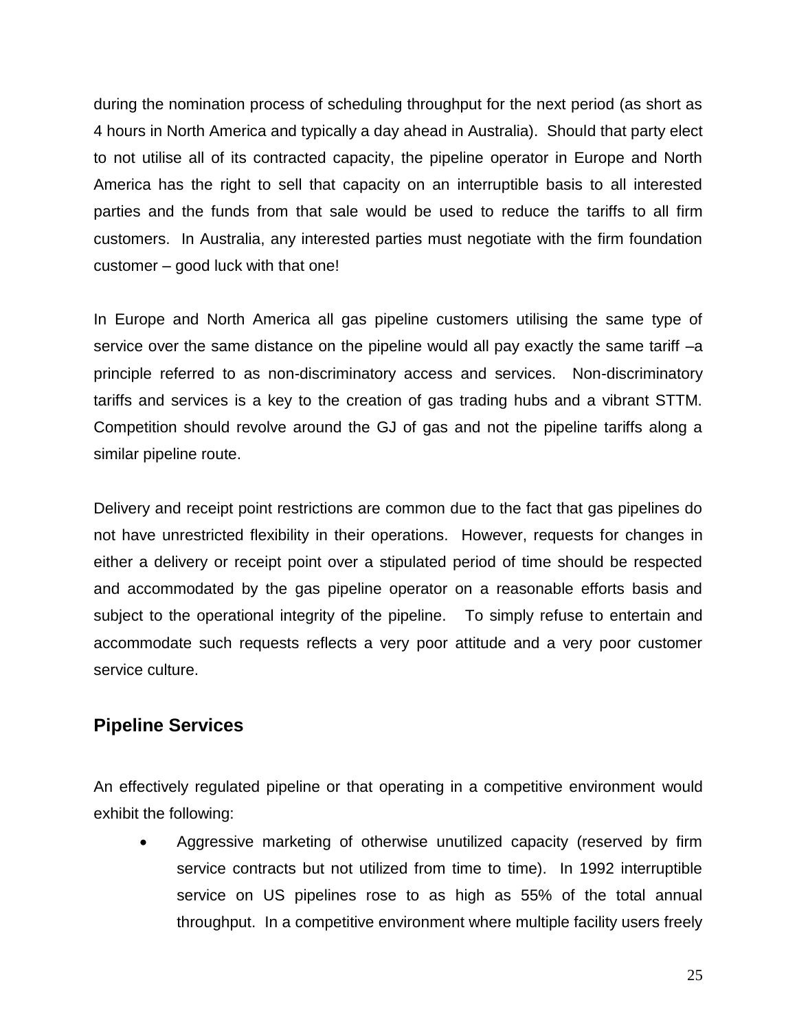during the nomination process of scheduling throughput for the next period (as short as 4 hours in North America and typically a day ahead in Australia). Should that party elect to not utilise all of its contracted capacity, the pipeline operator in Europe and North America has the right to sell that capacity on an interruptible basis to all interested parties and the funds from that sale would be used to reduce the tariffs to all firm customers. In Australia, any interested parties must negotiate with the firm foundation customer – good luck with that one!

In Europe and North America all gas pipeline customers utilising the same type of service over the same distance on the pipeline would all pay exactly the same tariff –a principle referred to as non-discriminatory access and services. Non-discriminatory tariffs and services is a key to the creation of gas trading hubs and a vibrant STTM. Competition should revolve around the GJ of gas and not the pipeline tariffs along a similar pipeline route.

Delivery and receipt point restrictions are common due to the fact that gas pipelines do not have unrestricted flexibility in their operations. However, requests for changes in either a delivery or receipt point over a stipulated period of time should be respected and accommodated by the gas pipeline operator on a reasonable efforts basis and subject to the operational integrity of the pipeline. To simply refuse to entertain and accommodate such requests reflects a very poor attitude and a very poor customer service culture.

## Pipeline Services

An effectively regulated pipeline or that operating in a competitive environment would exhibit the following:

- Aggressive marketing of otherwise unutilized capacity (reserved by firm service contracts but not utilized from time to time). In 1992 interruptible service on US pipelines rose to as high as 55% of the total annual throughput. In a competitive environment where multiple facility users freely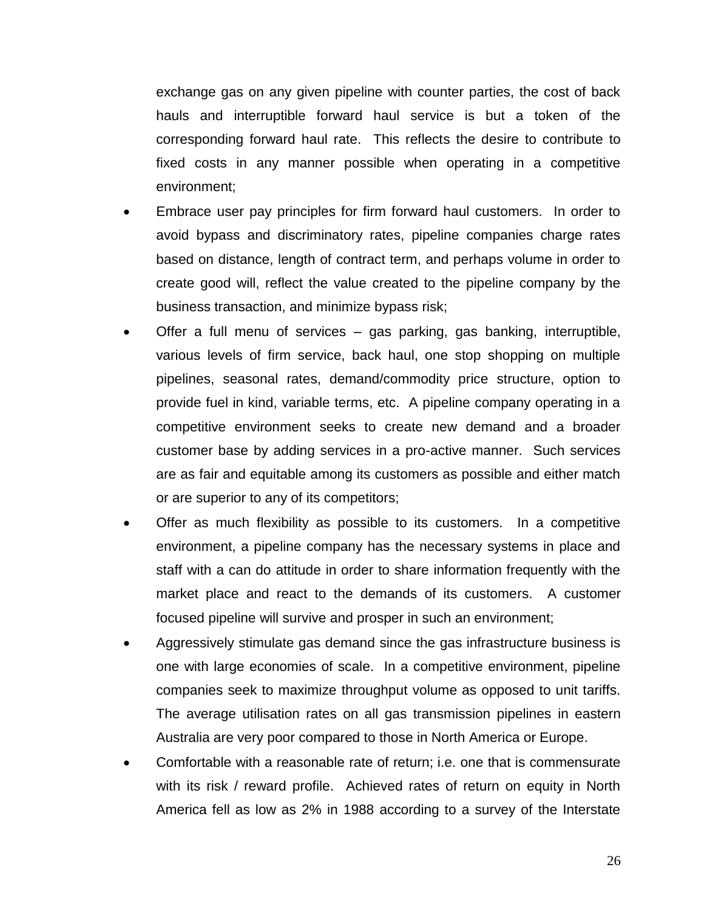exchange gas on any given pipeline with counter parties, the cost of back hauls and interruptible forward haul service is but a token of the corresponding forward haul rate. This reflects the desire to contribute to fixed costs in any manner possible when operating in a competitive environment;

- Embrace user pay principles for firm forward haul customers. In order to avoid bypass and discriminatory rates, pipeline companies charge rates based on distance, length of contract term, and perhaps volume in order to create good will, reflect the value created to the pipeline company by the business transaction, and minimize bypass risk;
- Offer a full menu of services – gas parking, gas banking, interruptible, various levels of firm service, back haul, one stop shopping on multiple pipelines, seasonal rates, demand/commodity price structure, option to provide fuel in kind, variable terms, etc. A pipeline company operating in a competitive environment seeks to create new demand and a broader customer base by adding services in a pro-active manner. Such services are as fair and equitable among its customers as possible and either match or are superior to any of its competitors;
- Offer as much flexibility as possible to its customers. In a competitive environment, a pipeline company has the necessary systems in place and staff with a can do attitude in order to share information frequently with the market place and react to the demands of its customers. A customer focused pipeline will survive and prosper in such an environment;
- Aggressively stimulate gas demand since the gas infrastructure business is one with large economies of scale. In a competitive environment, pipeline companies seek to maximize throughput volume as opposed to unit tariffs. The average utilisation rates on all gas transmission pipelines in eastern Australia are very poor compared to those in North America or Europe.
- Comfortable with a reasonable rate of return; i.e. one that is commensurate with its risk / reward profile. Achieved rates of return on equity in North America fell as low as 2% in 1988 according to a survey of the Interstate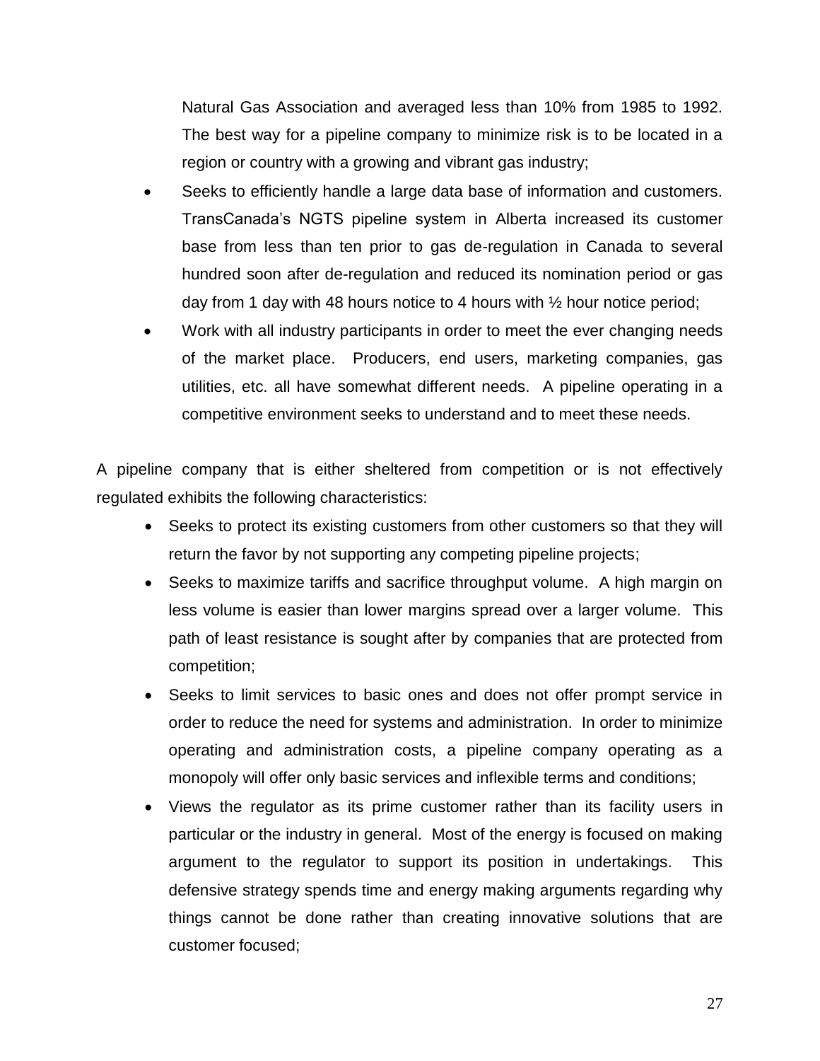Natural Gas Association and averaged less than 10% from 1985 to 1992. The best way for a pipeline company to minimize risk is to be located in a region or country with a growing and vibrant gas industry;

- Seeks to efficiently handle a large data base of information and customers. TransCanada's NGTS pipeline system in Alberta increased its customer base from less than ten prior to gas de-regulation in Canada to several hundred soon after de-regulation and reduced its nomination period or gas day from 1 day with 48 hours notice to 4 hours with ½ hour notice period;
- Work with all industry participants in order to meet the ever changing needs of the market place. Producers, end users, marketing companies, gas utilities, etc. all have somewhat different needs. A pipeline operating in a competitive environment seeks to understand and to meet these needs.

A pipeline company that is either sheltered from competition or is not effectively regulated exhibits the following characteristics:

- Seeks to protect its existing customers from other customers so that they will return the favor by not supporting any competing pipeline projects;
- Seeks to maximize tariffs and sacrifice throughput volume. A high margin on less volume is easier than lower margins spread over a larger volume. This path of least resistance is sought after by companies that are protected from competition;
- Seeks to limit services to basic ones and does not offer prompt service in order to reduce the need for systems and administration. In order to minimize operating and administration costs, a pipeline company operating as a monopoly will offer only basic services and inflexible terms and conditions;
- Views the regulator as its prime customer rather than its facility users in particular or the industry in general. Most of the energy is focused on making argument to the regulator to support its position in undertakings. This defensive strategy spends time and energy making arguments regarding why things cannot be done rather than creating innovative solutions that are customer focused;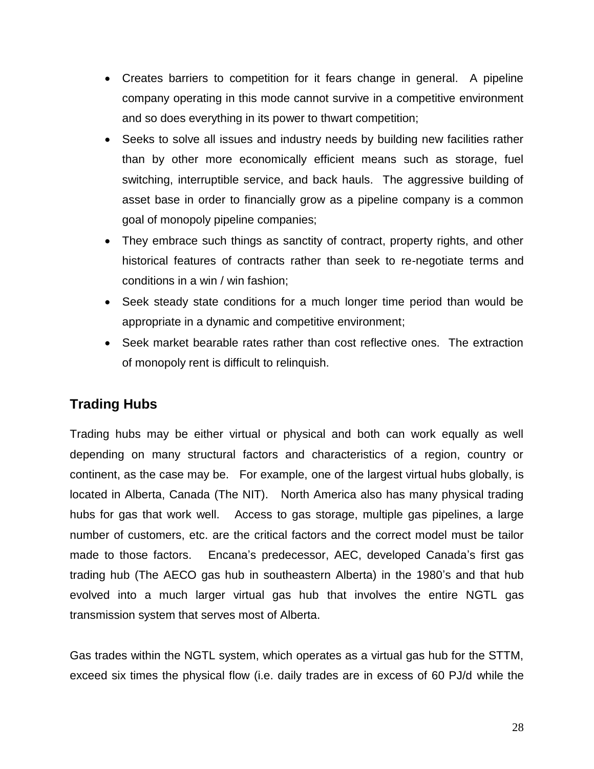- Creates barriers to competition for it fears change in general. A pipeline company operating in this mode cannot survive in a competitive environment and so does everything in its power to thwart competition;
- Seeks to solve all issues and industry needs by building new facilities rather than by other more economically efficient means such as storage, fuel switching, interruptible service, and back hauls. The aggressive building of asset base in order to financially grow as a pipeline company is a common goal of monopoly pipeline companies;
- They embrace such things as sanctity of contract, property rights, and other historical features of contracts rather than seek to re-negotiate terms and conditions in a win / win fashion;
- Seek steady state conditions for a much longer time period than would be appropriate in a dynamic and competitive environment;
- Seek market bearable rates rather than cost reflective ones. The extraction of monopoly rent is difficult to relinquish.

## Trading Hubs

Trading hubs may be either virtual or physical and both can work equally as well depending on many structural factors and characteristics of a region, country or continent, as the case may be. For example, one of the largest virtual hubs globally, is located in Alberta, Canada (The NIT). North America also has many physical trading hubs for gas that work well. Access to gas storage, multiple gas pipelines, a large number of customers, etc. are the critical factors and the correct model must be tailor made to those factors. Encana's predecessor, AEC, developed Canada's first gas trading hub (The AECO gas hub in southeastern Alberta) in the 1980's and that hub evolved into a much larger virtual gas hub that involves the entire NGTL gas transmission system that serves most of Alberta.

Gas trades within the NGTL system, which operates as a virtual gas hub for the STTM, exceed six times the physical flow (i.e. daily trades are in excess of 60 PJ/d while the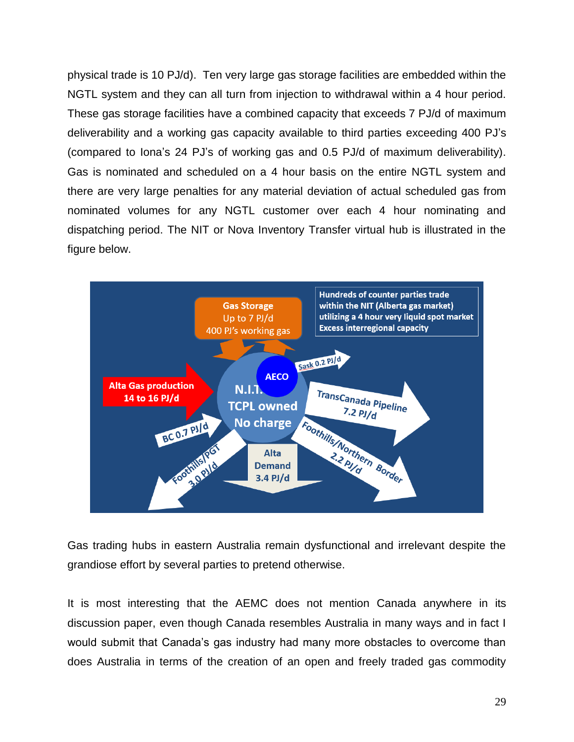physical trade is 10 PJ/d). Ten very large gas storage facilities are embedded within the NGTL system and they can all turn from injection to withdrawal within a 4 hour period. These gas storage facilities have a combined capacity that exceeds 7 PJ/d of maximum deliverability and a working gas capacity available to third parties exceeding 400 PJ's (compared to Iona's 24 PJ's of working gas and 0.5 PJ/d of maximum deliverability). Gas is nominated and scheduled on a 4 hour basis on the entire NGTL system and there are very large penalties for any material deviation of actual scheduled gas from nominated volumes for any NGTL customer over each 4 hour nominating and dispatching period. The NIT or Nova Inventory Transfer virtual hub is illustrated in the figure below.

Gas Storage
Up to 7 PJ/d
400 PJ's working gas

Hundreds of counter parties trade within the NIT (Alberta gas market) utilizing a 4 hour very liquid spot market
Excess interregional capacity

Alta Gas production
14 to 16 PJ/d

AECO

N.I.T.
TCPL owned
No charge

Sask 0.2 PJ/d

TransCanada Pipeline
7.2 PJ/d

BC 0.7 PJ/d

Foothills/PGT
3.0 PJ/d

Alta
Demand
3.4 PJ/d

Foothills/Northern Border
2.2 PJ/d

Gas trading hubs in eastern Australia remain dysfunctional and irrelevant despite the grandiose effort by several parties to pretend otherwise.

It is most interesting that the AEMC does not mention Canada anywhere in its discussion paper, even though Canada resembles Australia in many ways and in fact I would submit that Canada's gas industry had many more obstacles to overcome than does Australia in terms of the creation of an open and freely traded gas commodity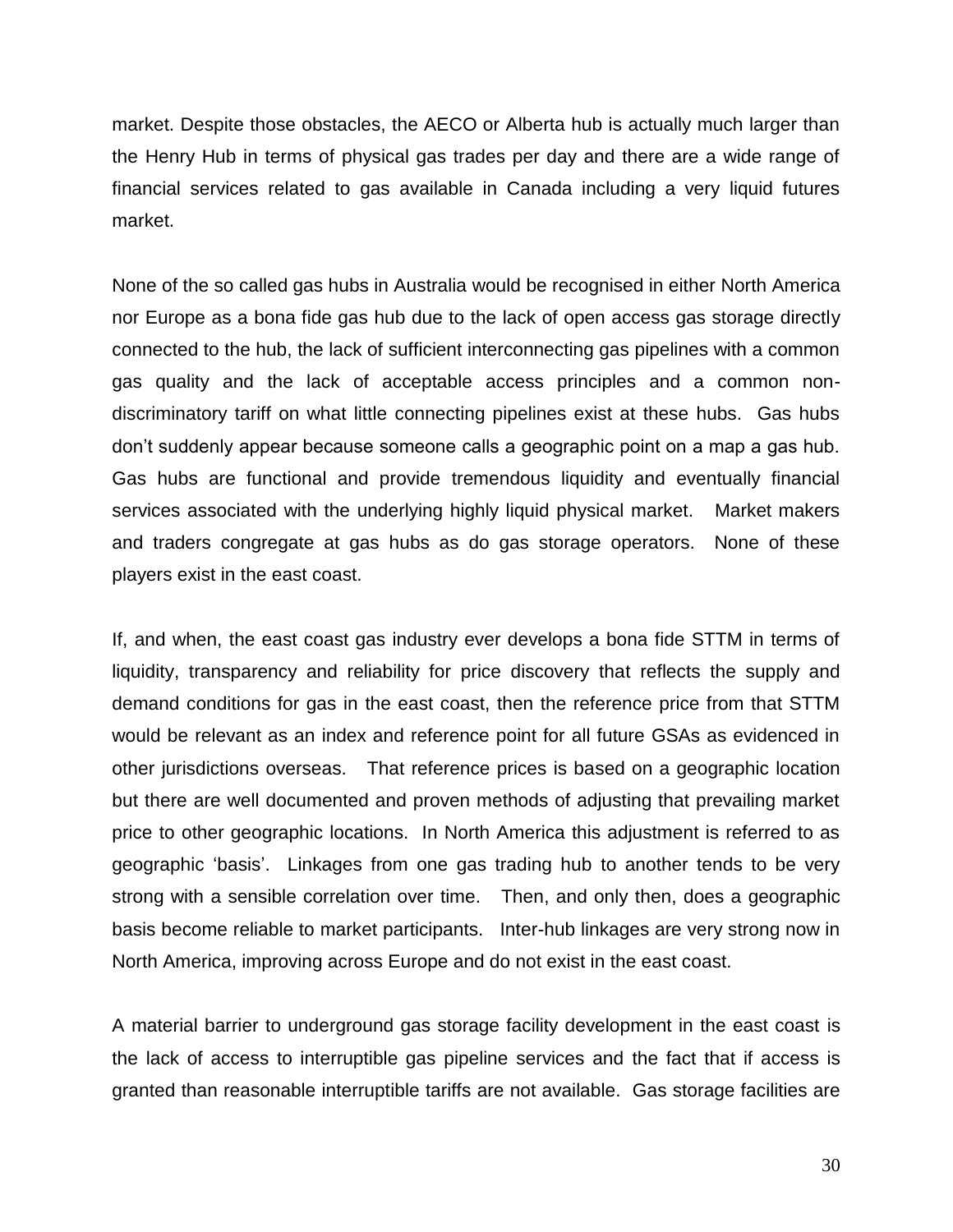market. Despite those obstacles, the AECO or Alberta hub is actually much larger than the Henry Hub in terms of physical gas trades per day and there are a wide range of financial services related to gas available in Canada including a very liquid futures market.

None of the so called gas hubs in Australia would be recognised in either North America nor Europe as a bona fide gas hub due to the lack of open access gas storage directly connected to the hub, the lack of sufficient interconnecting gas pipelines with a common gas quality and the lack of acceptable access principles and a common non-discriminatory tariff on what little connecting pipelines exist at these hubs. Gas hubs don't suddenly appear because someone calls a geographic point on a map a gas hub. Gas hubs are functional and provide tremendous liquidity and eventually financial services associated with the underlying highly liquid physical market. Market makers and traders congregate at gas hubs as do gas storage operators. None of these players exist in the east coast.

If, and when, the east coast gas industry ever develops a bona fide STTM in terms of liquidity, transparency and reliability for price discovery that reflects the supply and demand conditions for gas in the east coast, then the reference price from that STTM would be relevant as an index and reference point for all future GSAs as evidenced in other jurisdictions overseas. That reference prices is based on a geographic location but there are well documented and proven methods of adjusting that prevailing market price to other geographic locations. In North America this adjustment is referred to as geographic 'basis'. Linkages from one gas trading hub to another tends to be very strong with a sensible correlation over time. Then, and only then, does a geographic basis become reliable to market participants. Inter-hub linkages are very strong now in North America, improving across Europe and do not exist in the east coast.

A material barrier to underground gas storage facility development in the east coast is the lack of access to interruptible gas pipeline services and the fact that if access is granted than reasonable interruptible tariffs are not available. Gas storage facilities are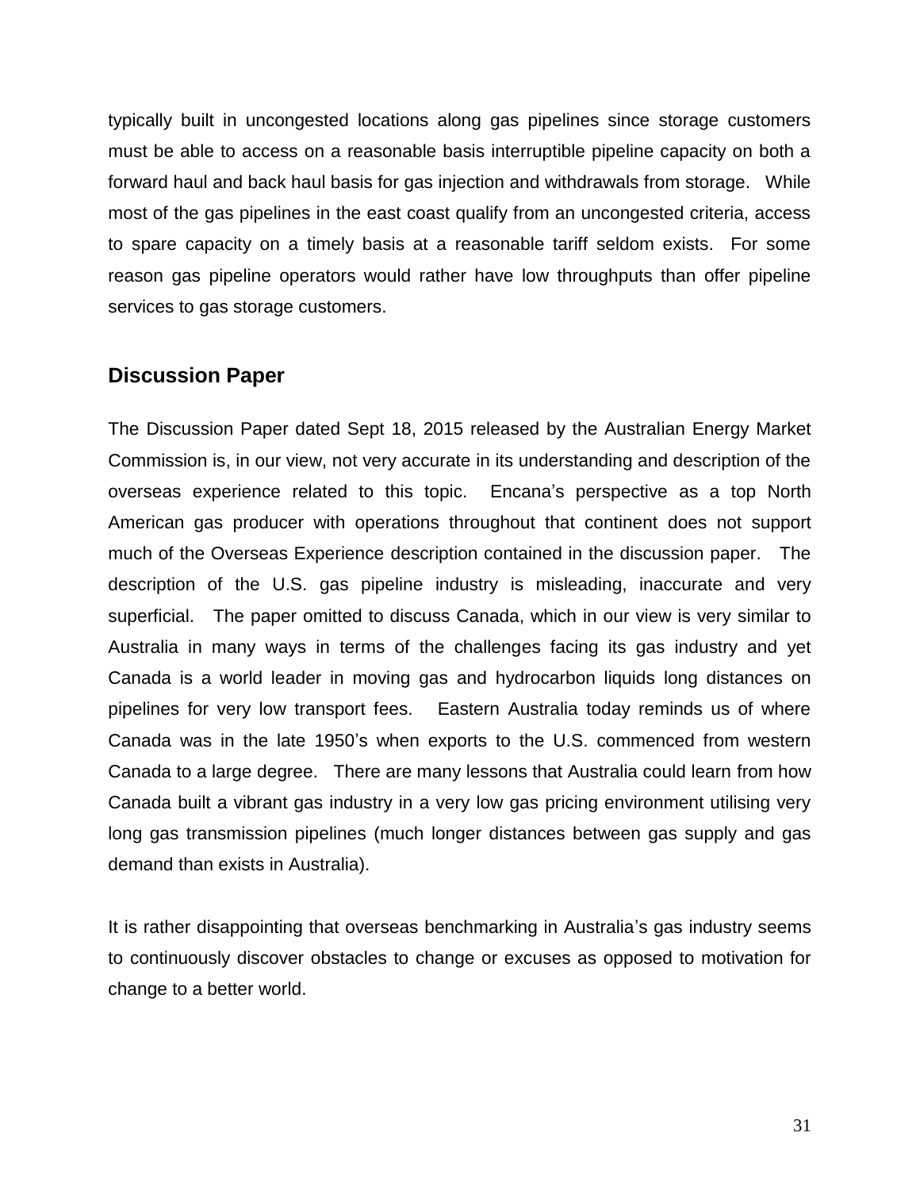typically built in uncongested locations along gas pipelines since storage customers must be able to access on a reasonable basis interruptible pipeline capacity on both a forward haul and back haul basis for gas injection and withdrawals from storage. While most of the gas pipelines in the east coast qualify from an uncongested criteria, access to spare capacity on a timely basis at a reasonable tariff seldom exists. For some reason gas pipeline operators would rather have low throughputs than offer pipeline services to gas storage customers.

## Discussion Paper

The Discussion Paper dated Sept 18, 2015 released by the Australian Energy Market Commission is, in our view, not very accurate in its understanding and description of the overseas experience related to this topic. Encana's perspective as a top North American gas producer with operations throughout that continent does not support much of the Overseas Experience description contained in the discussion paper. The description of the U.S. gas pipeline industry is misleading, inaccurate and very superficial. The paper omitted to discuss Canada, which in our view is very similar to Australia in many ways in terms of the challenges facing its gas industry and yet Canada is a world leader in moving gas and hydrocarbon liquids long distances on pipelines for very low transport fees. Eastern Australia today reminds us of where Canada was in the late 1950's when exports to the U.S. commenced from western Canada to a large degree. There are many lessons that Australia could learn from how Canada built a vibrant gas industry in a very low gas pricing environment utilising very long gas transmission pipelines (much longer distances between gas supply and gas demand than exists in Australia).

It is rather disappointing that overseas benchmarking in Australia's gas industry seems to continuously discover obstacles to change or excuses as opposed to motivation for change to a better world.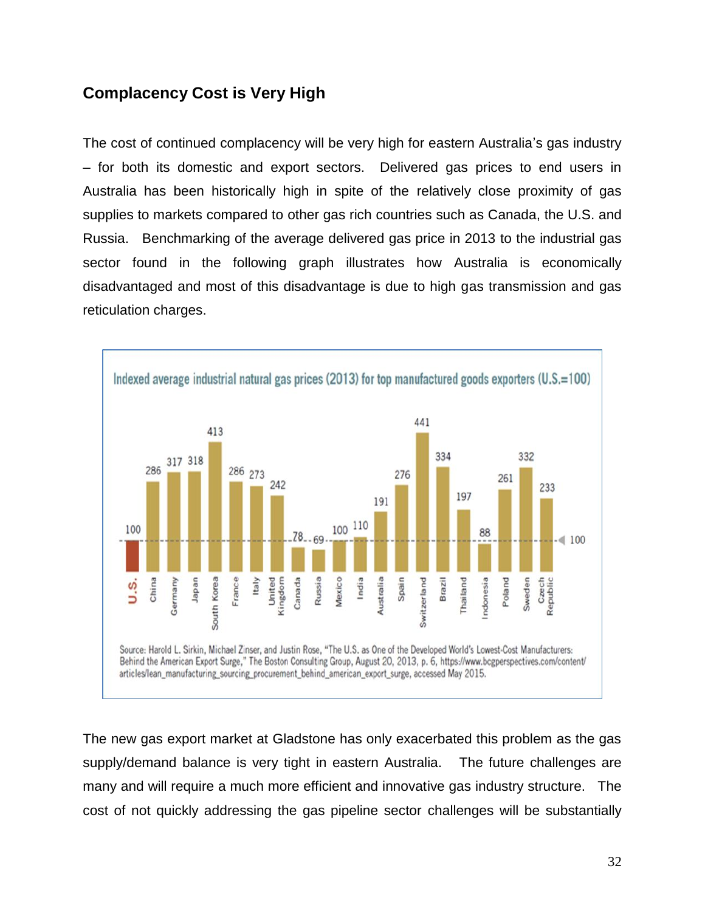## Complacency Cost is Very High

The cost of continued complacency will be very high for eastern Australia's gas industry – for both its domestic and export sectors. Delivered gas prices to end users in Australia has been historically high in spite of the relatively close proximity of gas supplies to markets compared to other gas rich countries such as Canada, the U.S. and Russia. Benchmarking of the average delivered gas price in 2013 to the industrial gas sector found in the following graph illustrates how Australia is economically disadvantaged and most of this disadvantage is due to high gas transmission and gas reticulation charges.

**Indexed average industrial natural gas prices (2013) for top manufactured goods exporters (U.S.=100)**

| Country | Index |
|---|---|
| U.S. | 100 |
| China | 286 |
| Germany | 317 |
| Japan | 318 |
| South Korea | 413 |
| France | 286 |
| Italy | 273 |
| United Kingdom | 242 |
| Canada | 78 |
| Russia | 69 |
| Mexico | 100 |
| India | 110 |
| Australia | 191 |
| Spain | 276 |
| Switzerland | 441 |
| Brazil | 334 |
| Thailand | 197 |
| Indonesia | 88 |
| Poland | 261 |
| Sweden | 332 |
| Czech Republic | 233 |

Source: Harold L. Sirkin, Michael Zinser, and Justin Rose, "The U.S. as One of the Developed World's Lowest-Cost Manufacturers: Behind the American Export Surge," The Boston Consulting Group, August 20, 2013, p. 6, https://www.bcgperspectives.com/content/articles/lean_manufacturing_sourcing_procurement_behind_american_export_surge, accessed May 2015.

The new gas export market at Gladstone has only exacerbated this problem as the gas supply/demand balance is very tight in eastern Australia. The future challenges are many and will require a much more efficient and innovative gas industry structure. The cost of not quickly addressing the gas pipeline sector challenges will be substantially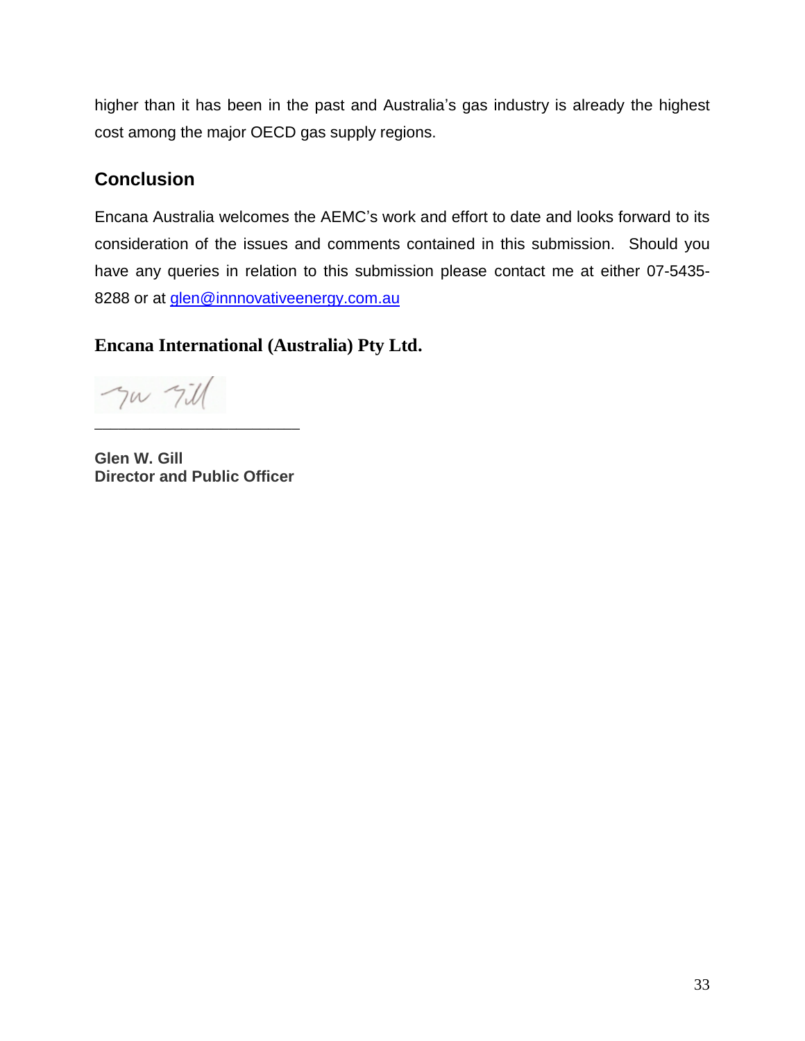higher than it has been in the past and Australia's gas industry is already the highest cost among the major OECD gas supply regions.

## Conclusion

Encana Australia welcomes the AEMC's work and effort to date and looks forward to its consideration of the issues and comments contained in this submission. Should you have any queries in relation to this submission please contact me at either 07-5435-8288 or at glen@innnovativeenergy.com.au

**Encana International (Australia) Pty Ltd.**

\_\_\_\_\_\_\_\_\_\_\_\_\_\_\_\_\_\_\_\_\_\_\_\_

**Glen W. Gill**
**Director and Public Officer**